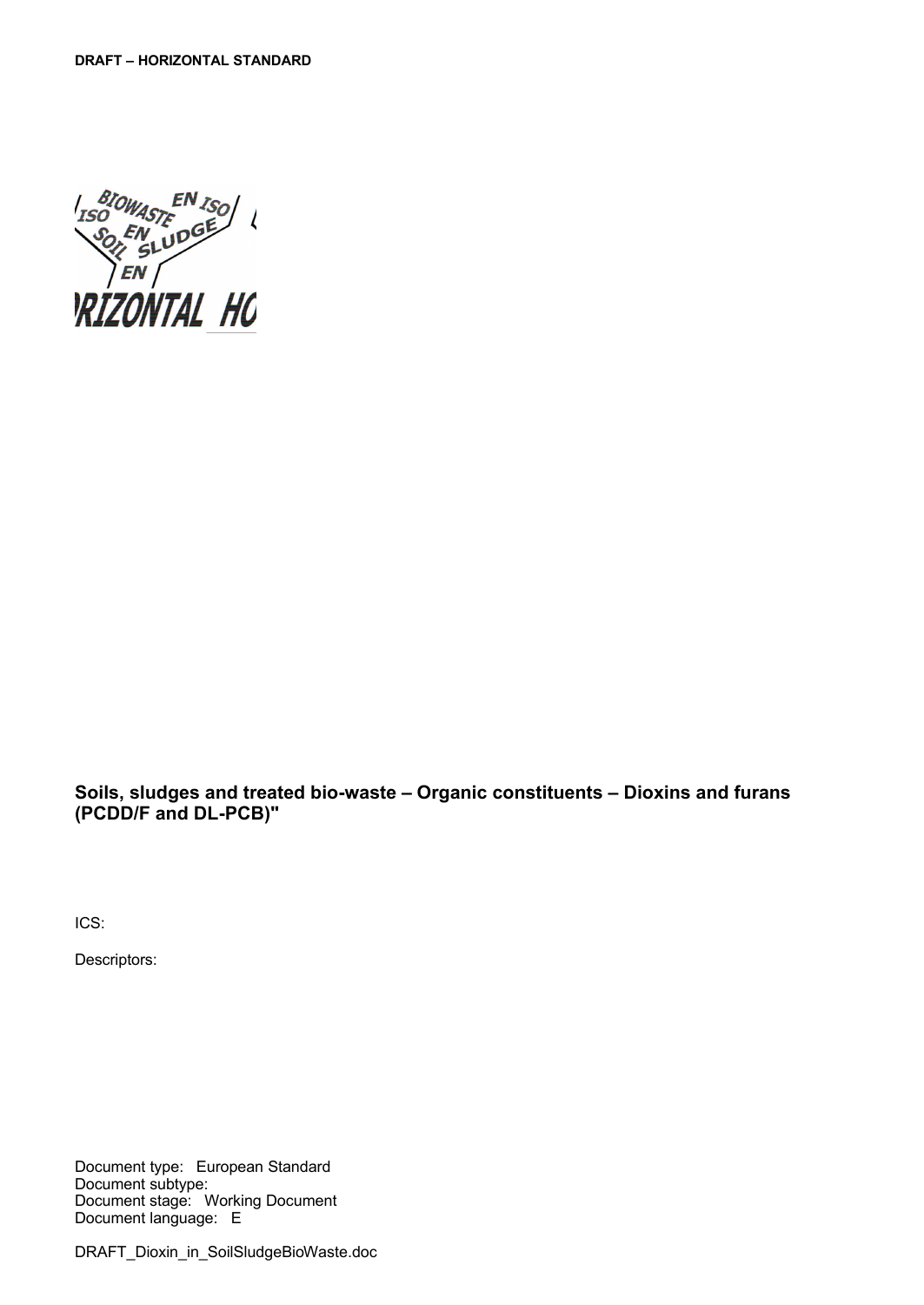**DRAFT – HORIZONTAL STANDARD**

**Soils, sludges and treated bio-waste – Organic constituents – Dioxins and furans (PCDD/F and DL-PCB)"**

ICS:

Descriptors:

Document type: European Standard
Document subtype:
Document stage: Working Document
Document language: E

DRAFT_Dioxin_in_SoilSludgeBioWaste.doc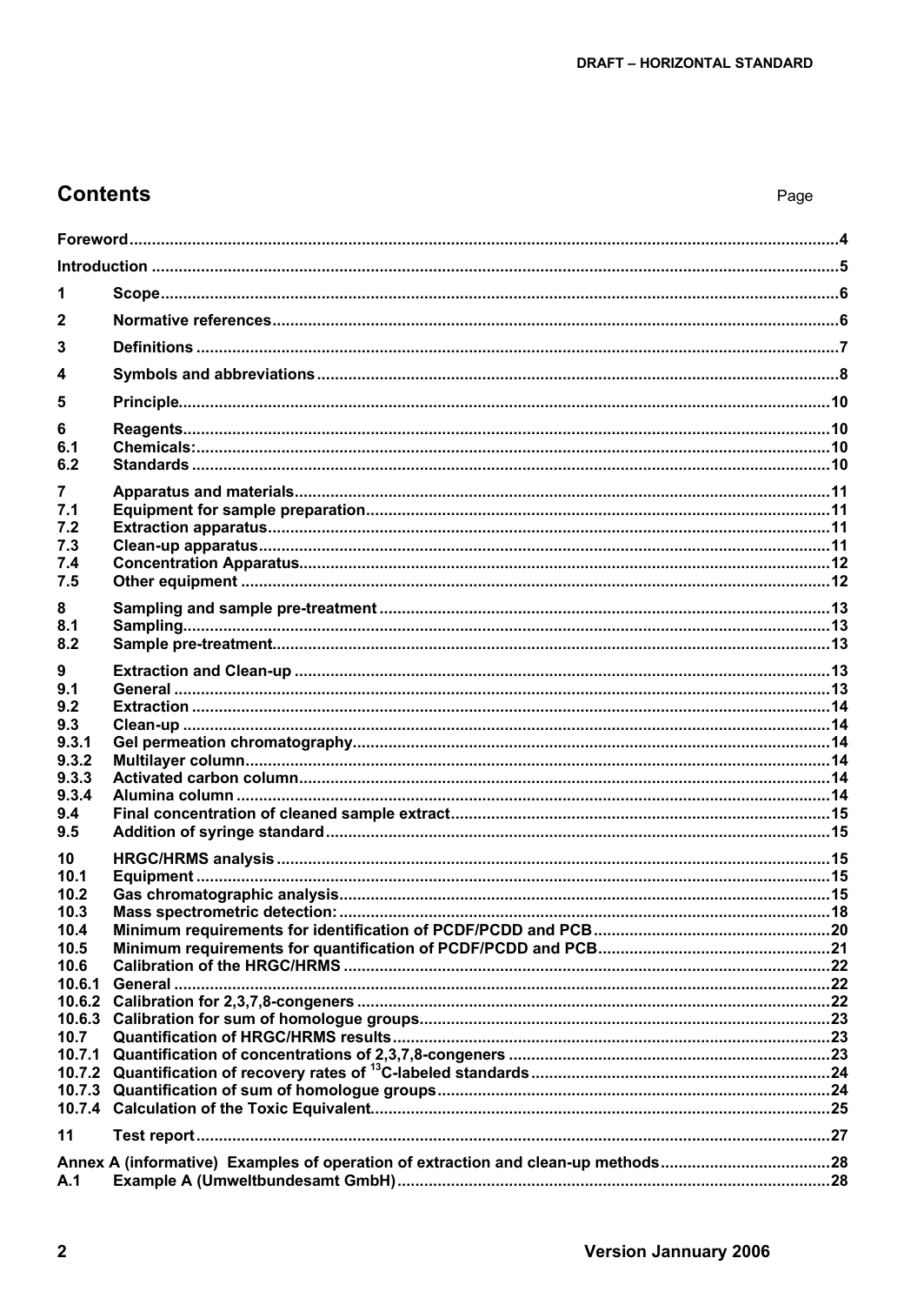## Contents

| | | Page |
|---|---|---|
| **Foreword** | | **4** |
| **Introduction** | | **5** |
| **1** | **Scope** | **6** |
| **2** | **Normative references** | **6** |
| **3** | **Definitions** | **7** |
| **4** | **Symbols and abbreviations** | **8** |
| **5** | **Principle** | **10** |
| **6** | **Reagents** | **10** |
| **6.1** | **Chemicals:** | **10** |
| **6.2** | **Standards** | **10** |
| **7** | **Apparatus and materials** | **11** |
| **7.1** | **Equipment for sample preparation** | **11** |
| **7.2** | **Extraction apparatus** | **11** |
| **7.3** | **Clean-up apparatus** | **11** |
| **7.4** | **Concentration Apparatus** | **12** |
| **7.5** | **Other equipment** | **12** |
| **8** | **Sampling and sample pre-treatment** | **13** |
| **8.1** | **Sampling** | **13** |
| **8.2** | **Sample pre-treatment** | **13** |
| **9** | **Extraction and Clean-up** | **13** |
| **9.1** | **General** | **13** |
| **9.2** | **Extraction** | **14** |
| **9.3** | **Clean-up** | **14** |
| **9.3.1** | **Gel permeation chromatography** | **14** |
| **9.3.2** | **Multilayer column** | **14** |
| **9.3.3** | **Activated carbon column** | **14** |
| **9.3.4** | **Alumina column** | **14** |
| **9.4** | **Final concentration of cleaned sample extract** | **15** |
| **9.5** | **Addition of syringe standard** | **15** |
| **10** | **HRGC/HRMS analysis** | **15** |
| **10.1** | **Equipment** | **15** |
| **10.2** | **Gas chromatographic analysis** | **15** |
| **10.3** | **Mass spectrometric detection:** | **18** |
| **10.4** | **Minimum requirements for identification of PCDF/PCDD and PCB** | **20** |
| **10.5** | **Minimum requirements for quantification of PCDF/PCDD and PCB** | **21** |
| **10.6** | **Calibration of the HRGC/HRMS** | **22** |
| **10.6.1** | **General** | **22** |
| **10.6.2** | **Calibration for 2,3,7,8-congeners** | **22** |
| **10.6.3** | **Calibration for sum of homologue groups** | **23** |
| **10.7** | **Quantification of HRGC/HRMS results** | **23** |
| **10.7.1** | **Quantification of concentrations of 2,3,7,8-congeners** | **23** |
| **10.7.2** | **Quantification of recovery rates of $^{13}C$-labeled standards** | **24** |
| **10.7.3** | **Quantification of sum of homologue groups** | **24** |
| **10.7.4** | **Calculation of the Toxic Equivalent** | **25** |
| **11** | **Test report** | **27** |
| **Annex A (informative) Examples of operation of extraction and clean-up methods** | | **28** |
| **A.1** | **Example A (Umweltbundesamt GmbH)** | **28** |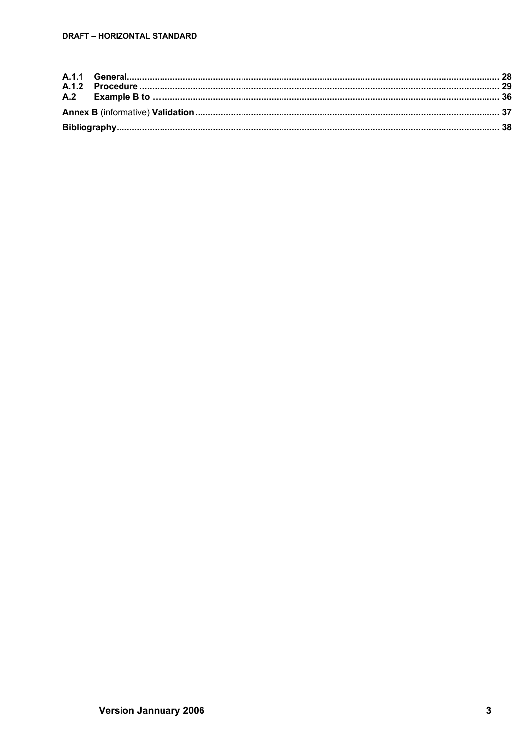A.1.1 General ........................................................................................................................................ 28
A.1.2 Procedure ..................................................................................................................................... 29
A.2 Example B to … ................................................................................................................................ 36

**Annex B** (informative) **Validation** ............................................................................................................. 37

**Bibliography** ................................................................................................................................................ 38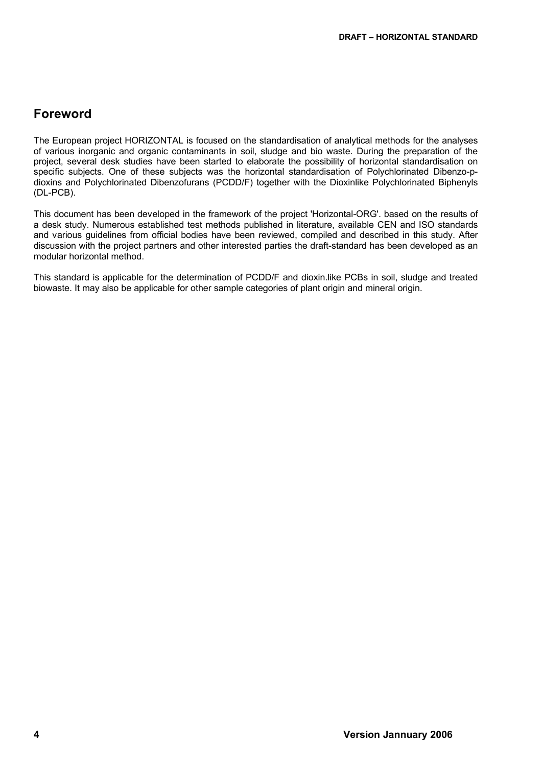## Foreword

The European project HORIZONTAL is focused on the standardisation of analytical methods for the analyses of various inorganic and organic contaminants in soil, sludge and bio waste. During the preparation of the project, several desk studies have been started to elaborate the possibility of horizontal standardisation on specific subjects. One of these subjects was the horizontal standardisation of Polychlorinated Dibenzo-p-dioxins and Polychlorinated Dibenzofurans (PCDD/F) together with the Dioxinlike Polychlorinated Biphenyls (DL-PCB).

This document has been developed in the framework of the project 'Horizontal-ORG'. based on the results of a desk study. Numerous established test methods published in literature, available CEN and ISO standards and various guidelines from official bodies have been reviewed, compiled and described in this study. After discussion with the project partners and other interested parties the draft-standard has been developed as an modular horizontal method.

This standard is applicable for the determination of PCDD/F and dioxin.like PCBs in soil, sludge and treated biowaste. It may also be applicable for other sample categories of plant origin and mineral origin.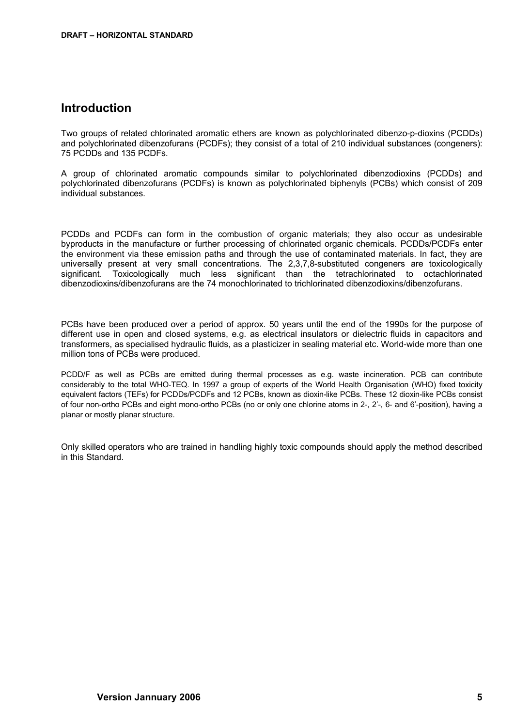# Introduction

Two groups of related chlorinated aromatic ethers are known as polychlorinated dibenzo-p-dioxins (PCDDs) and polychlorinated dibenzofurans (PCDFs); they consist of a total of 210 individual substances (congeners): 75 PCDDs and 135 PCDFs.

A group of chlorinated aromatic compounds similar to polychlorinated dibenzodioxins (PCDDs) and polychlorinated dibenzofurans (PCDFs) is known as polychlorinated biphenyls (PCBs) which consist of 209 individual substances.

PCDDs and PCDFs can form in the combustion of organic materials; they also occur as undesirable byproducts in the manufacture or further processing of chlorinated organic chemicals. PCDDs/PCDFs enter the environment via these emission paths and through the use of contaminated materials. In fact, they are universally present at very small concentrations. The 2,3,7,8-substituted congeners are toxicologically significant. Toxicologically much less significant than the tetrachlorinated to octachlorinated dibenzodioxins/dibenzofurans are the 74 monochlorinated to trichlorinated dibenzodioxins/dibenzofurans.

PCBs have been produced over a period of approx. 50 years until the end of the 1990s for the purpose of different use in open and closed systems, e.g. as electrical insulators or dielectric fluids in capacitors and transformers, as specialised hydraulic fluids, as a plasticizer in sealing material etc. World-wide more than one million tons of PCBs were produced.

PCDD/F as well as PCBs are emitted during thermal processes as e.g. waste incineration. PCB can contribute considerably to the total WHO-TEQ. In 1997 a group of experts of the World Health Organisation (WHO) fixed toxicity equivalent factors (TEFs) for PCDDs/PCDFs and 12 PCBs, known as dioxin-like PCBs. These 12 dioxin-like PCBs consist of four non-ortho PCBs and eight mono-ortho PCBs (no or only one chlorine atoms in 2-, 2'-, 6- and 6'-position), having a planar or mostly planar structure.

Only skilled operators who are trained in handling highly toxic compounds should apply the method described in this Standard.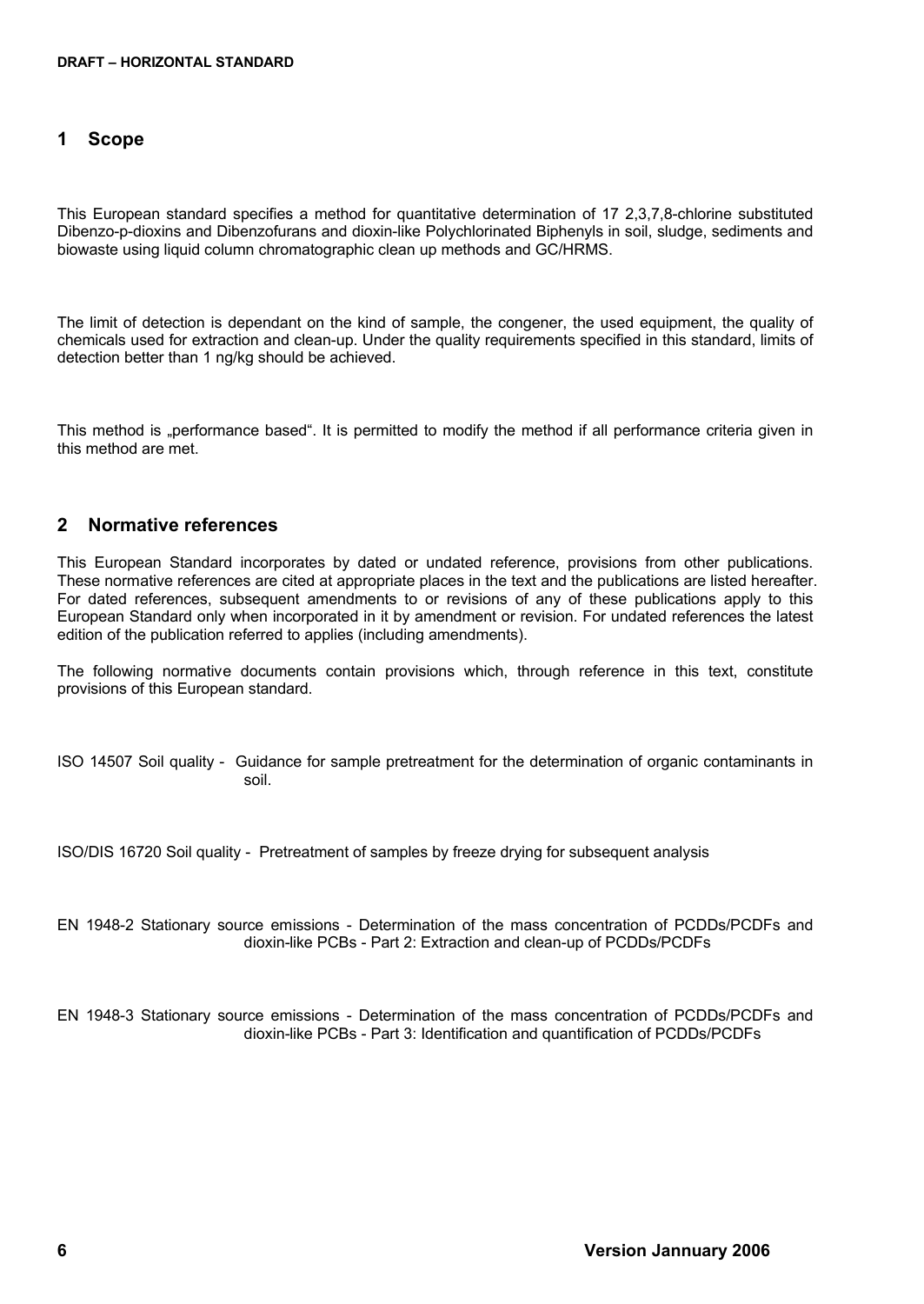## 1 Scope

This European standard specifies a method for quantitative determination of 17 2,3,7,8-chlorine substituted Dibenzo-p-dioxins and Dibenzofurans and dioxin-like Polychlorinated Biphenyls in soil, sludge, sediments and biowaste using liquid column chromatographic clean up methods and GC/HRMS.

The limit of detection is dependant on the kind of sample, the congener, the used equipment, the quality of chemicals used for extraction and clean-up. Under the quality requirements specified in this standard, limits of detection better than 1 ng/kg should be achieved.

This method is „performance based". It is permitted to modify the method if all performance criteria given in this method are met.

## 2 Normative references

This European Standard incorporates by dated or undated reference, provisions from other publications. These normative references are cited at appropriate places in the text and the publications are listed hereafter. For dated references, subsequent amendments to or revisions of any of these publications apply to this European Standard only when incorporated in it by amendment or revision. For undated references the latest edition of the publication referred to applies (including amendments).

The following normative documents contain provisions which, through reference in this text, constitute provisions of this European standard.

ISO 14507 Soil quality - Guidance for sample pretreatment for the determination of organic contaminants in soil.

ISO/DIS 16720 Soil quality - Pretreatment of samples by freeze drying for subsequent analysis

EN 1948-2 Stationary source emissions - Determination of the mass concentration of PCDDs/PCDFs and dioxin-like PCBs - Part 2: Extraction and clean-up of PCDDs/PCDFs

EN 1948-3 Stationary source emissions - Determination of the mass concentration of PCDDs/PCDFs and dioxin-like PCBs - Part 3: Identification and quantification of PCDDs/PCDFs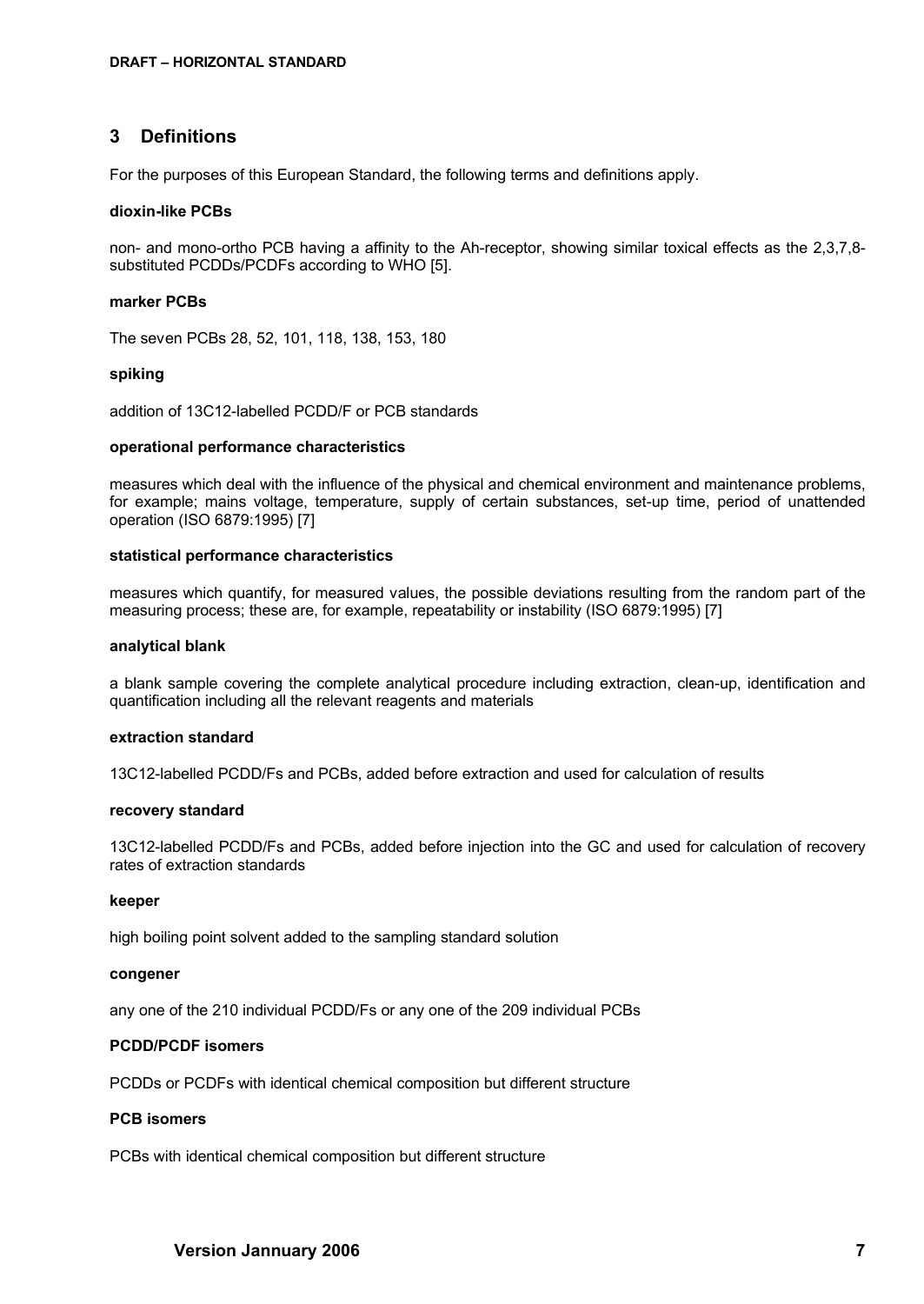## 3 Definitions

For the purposes of this European Standard, the following terms and definitions apply.

**dioxin-like PCBs**

non- and mono-ortho PCB having a affinity to the Ah-receptor, showing similar toxical effects as the 2,3,7,8-substituted PCDDs/PCDFs according to WHO [5].

**marker PCBs**

The seven PCBs 28, 52, 101, 118, 138, 153, 180

**spiking**

addition of 13C12-labelled PCDD/F or PCB standards

**operational performance characteristics**

measures which deal with the influence of the physical and chemical environment and maintenance problems, for example; mains voltage, temperature, supply of certain substances, set-up time, period of unattended operation (ISO 6879:1995) [7]

**statistical performance characteristics**

measures which quantify, for measured values, the possible deviations resulting from the random part of the measuring process; these are, for example, repeatability or instability (ISO 6879:1995) [7]

**analytical blank**

a blank sample covering the complete analytical procedure including extraction, clean-up, identification and quantification including all the relevant reagents and materials

**extraction standard**

13C12-labelled PCDD/Fs and PCBs, added before extraction and used for calculation of results

**recovery standard**

13C12-labelled PCDD/Fs and PCBs, added before injection into the GC and used for calculation of recovery rates of extraction standards

**keeper**

high boiling point solvent added to the sampling standard solution

**congener**

any one of the 210 individual PCDD/Fs or any one of the 209 individual PCBs

**PCDD/PCDF isomers**

PCDDs or PCDFs with identical chemical composition but different structure

**PCB isomers**

PCBs with identical chemical composition but different structure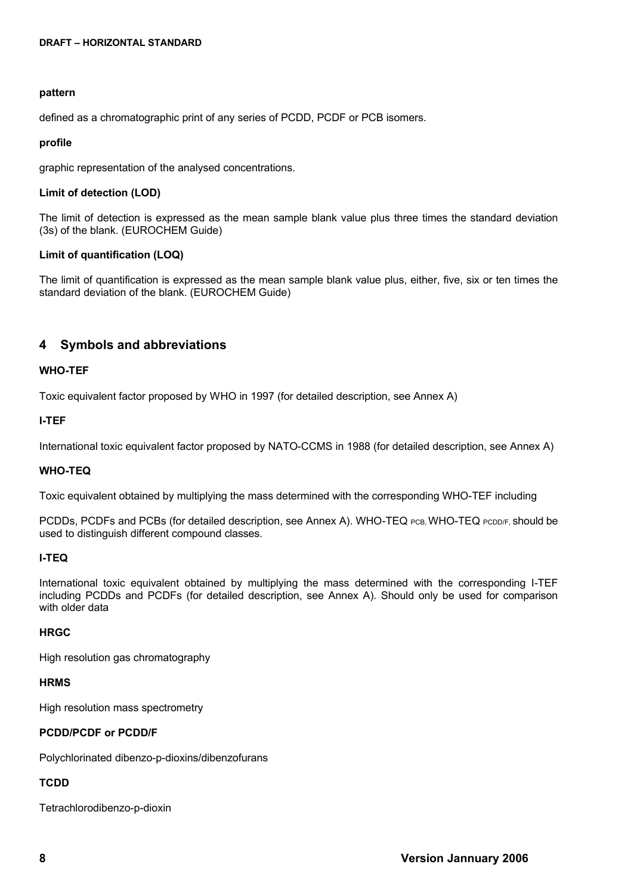**pattern**

defined as a chromatographic print of any series of PCDD, PCDF or PCB isomers.

**profile**

graphic representation of the analysed concentrations.

**Limit of detection (LOD)**

The limit of detection is expressed as the mean sample blank value plus three times the standard deviation (3s) of the blank. (EUROCHEM Guide)

**Limit of quantification (LOQ)**

The limit of quantification is expressed as the mean sample blank value plus, either, five, six or ten times the standard deviation of the blank. (EUROCHEM Guide)

## 4 Symbols and abbreviations

**WHO-TEF**

Toxic equivalent factor proposed by WHO in 1997 (for detailed description, see Annex A)

**I-TEF**

International toxic equivalent factor proposed by NATO-CCMS in 1988 (for detailed description, see Annex A)

**WHO-TEQ**

Toxic equivalent obtained by multiplying the mass determined with the corresponding WHO-TEF including

PCDDs, PCDFs and PCBs (for detailed description, see Annex A). WHO-TEQ $_{PCB}$, WHO-TEQ $_{PCDD/F}$, should be used to distinguish different compound classes.

**I-TEQ**

International toxic equivalent obtained by multiplying the mass determined with the corresponding I-TEF including PCDDs and PCDFs (for detailed description, see Annex A). Should only be used for comparison with older data

**HRGC**

High resolution gas chromatography

**HRMS**

High resolution mass spectrometry

**PCDD/PCDF or PCDD/F**

Polychlorinated dibenzo-p-dioxins/dibenzofurans

**TCDD**

Tetrachlorodibenzo-p-dioxin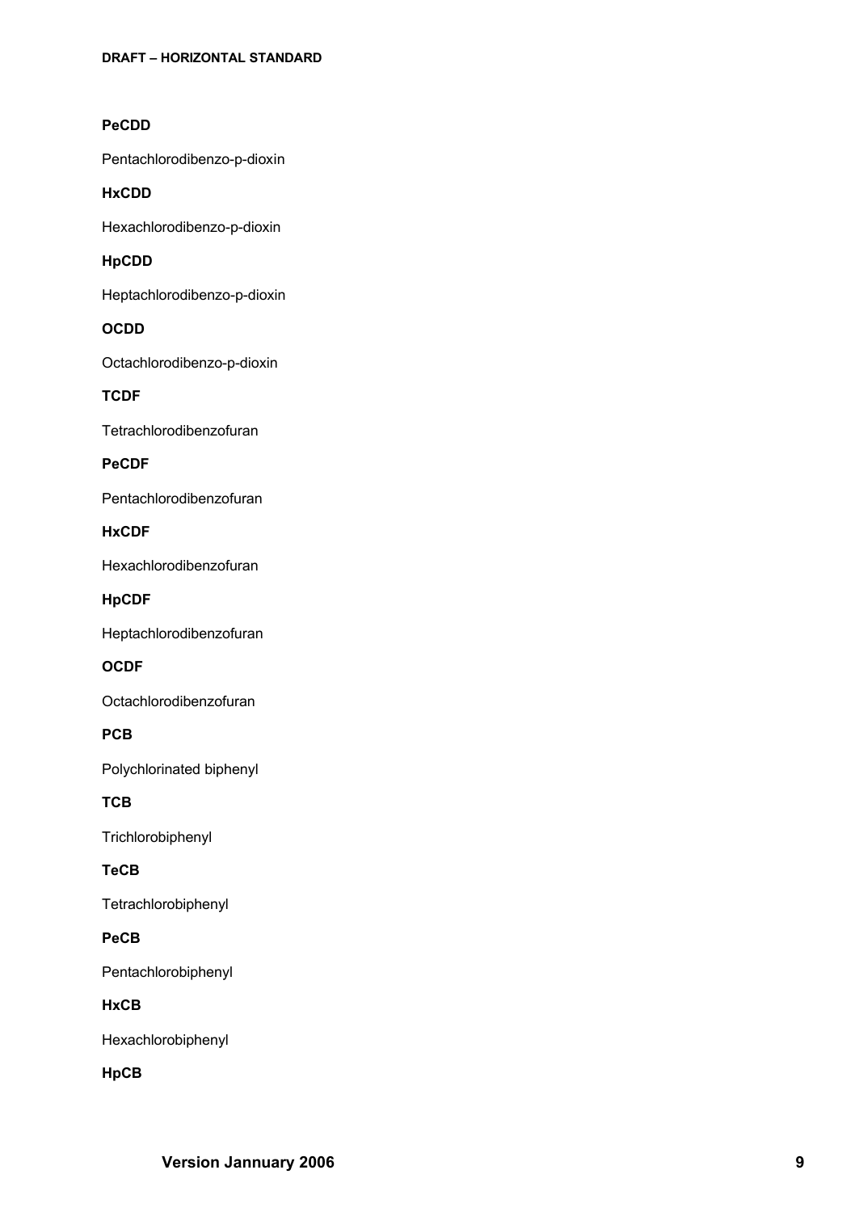**PeCDD**

Pentachlorodibenzo-p-dioxin

**HxCDD**

Hexachlorodibenzo-p-dioxin

**HpCDD**

Heptachlorodibenzo-p-dioxin

**OCDD**

Octachlorodibenzo-p-dioxin

**TCDF**

Tetrachlorodibenzofuran

**PeCDF**

Pentachlorodibenzofuran

**HxCDF**

Hexachlorodibenzofuran

**HpCDF**

Heptachlorodibenzofuran

**OCDF**

Octachlorodibenzofuran

**PCB**

Polychlorinated biphenyl

**TCB**

Trichlorobiphenyl

**TeCB**

Tetrachlorobiphenyl

**PeCB**

Pentachlorobiphenyl

**HxCB**

Hexachlorobiphenyl

**HpCB**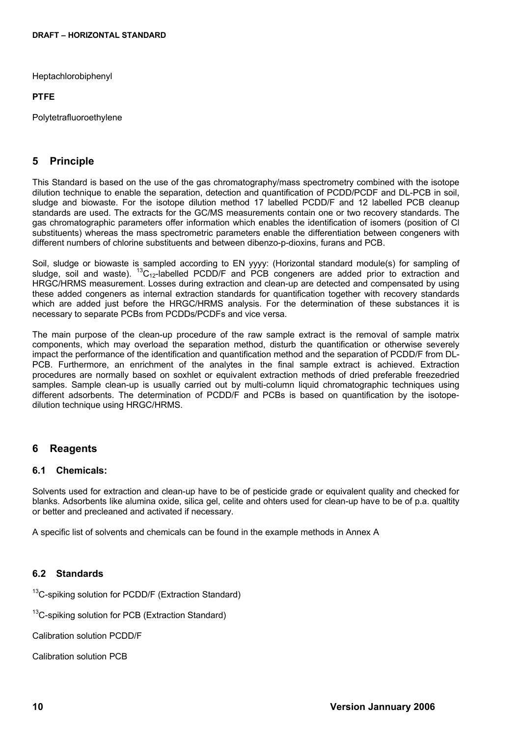Heptachlorobiphenyl

**PTFE**

Polytetrafluoroethylene

## 5 Principle

This Standard is based on the use of the gas chromatography/mass spectrometry combined with the isotope dilution technique to enable the separation, detection and quantification of PCDD/PCDF and DL-PCB in soil, sludge and biowaste. For the isotope dilution method 17 labelled PCDD/F and 12 labelled PCB cleanup standards are used. The extracts for the GC/MS measurements contain one or two recovery standards. The gas chromatographic parameters offer information which enables the identification of isomers (position of Cl substituents) whereas the mass spectrometric parameters enable the differentiation between congeners with different numbers of chlorine substituents and between dibenzo-p-dioxins, furans and PCB.

Soil, sludge or biowaste is sampled according to EN yyyy: (Horizontal standard module(s) for sampling of sludge, soil and waste). $^{13}C_{12}$-labelled PCDD/F and PCB congeners are added prior to extraction and HRGC/HRMS measurement. Losses during extraction and clean-up are detected and compensated by using these added congeners as internal extraction standards for quantification together with recovery standards which are added just before the HRGC/HRMS analysis. For the determination of these substances it is necessary to separate PCBs from PCDDs/PCDFs and vice versa.

The main purpose of the clean-up procedure of the raw sample extract is the removal of sample matrix components, which may overload the separation method, disturb the quantification or otherwise severely impact the performance of the identification and quantification method and the separation of PCDD/F from DL-PCB. Furthermore, an enrichment of the analytes in the final sample extract is achieved. Extraction procedures are normally based on soxhlet or equivalent extraction methods of dried preferable freezedried samples. Sample clean-up is usually carried out by multi-column liquid chromatographic techniques using different adsorbents. The determination of PCDD/F and PCBs is based on quantification by the isotope-dilution technique using HRGC/HRMS.

## 6 Reagents

### 6.1 Chemicals:

Solvents used for extraction and clean-up have to be of pesticide grade or equivalent quality and checked for blanks. Adsorbents like alumina oxide, silica gel, celite and ohters used for clean-up have to be of p.a. qualtity or better and precleaned and activated if necessary.

A specific list of solvents and chemicals can be found in the example methods in Annex A

### 6.2 Standards

$^{13}C$-spiking solution for PCDD/F (Extraction Standard)

$^{13}C$-spiking solution for PCB (Extraction Standard)

Calibration solution PCDD/F

Calibration solution PCB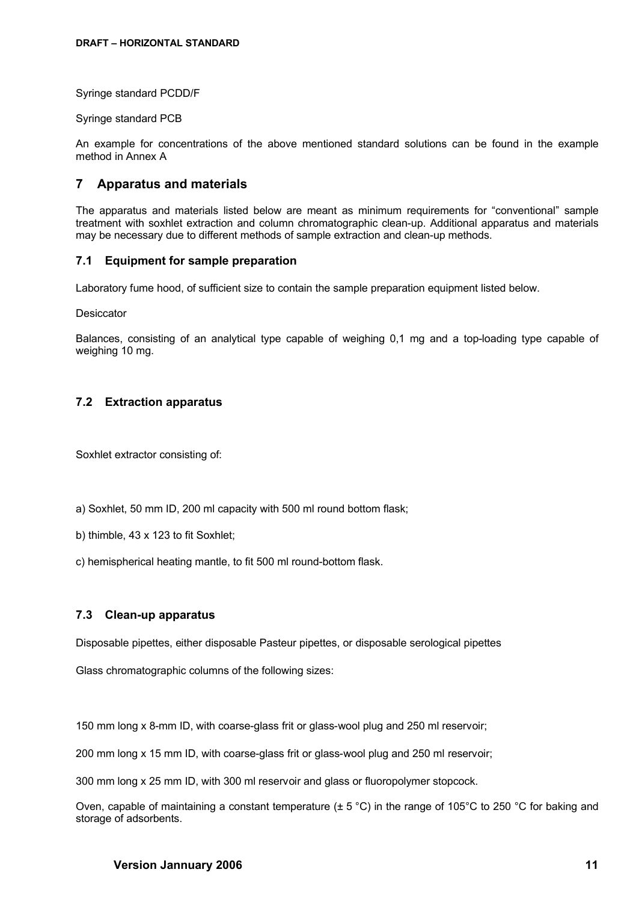Syringe standard PCDD/F

Syringe standard PCB

An example for concentrations of the above mentioned standard solutions can be found in the example method in Annex A

## 7 Apparatus and materials

The apparatus and materials listed below are meant as minimum requirements for "conventional" sample treatment with soxhlet extraction and column chromatographic clean-up. Additional apparatus and materials may be necessary due to different methods of sample extraction and clean-up methods.

### 7.1 Equipment for sample preparation

Laboratory fume hood, of sufficient size to contain the sample preparation equipment listed below.

Desiccator

Balances, consisting of an analytical type capable of weighing 0,1 mg and a top-loading type capable of weighing 10 mg.

### 7.2 Extraction apparatus

Soxhlet extractor consisting of:

a) Soxhlet, 50 mm ID, 200 ml capacity with 500 ml round bottom flask;

b) thimble, 43 x 123 to fit Soxhlet;

c) hemispherical heating mantle, to fit 500 ml round-bottom flask.

### 7.3 Clean-up apparatus

Disposable pipettes, either disposable Pasteur pipettes, or disposable serological pipettes

Glass chromatographic columns of the following sizes:

150 mm long x 8-mm ID, with coarse-glass frit or glass-wool plug and 250 ml reservoir;

200 mm long x 15 mm ID, with coarse-glass frit or glass-wool plug and 250 ml reservoir;

300 mm long x 25 mm ID, with 300 ml reservoir and glass or fluoropolymer stopcock.

Oven, capable of maintaining a constant temperature (± 5 °C) in the range of 105°C to 250 °C for baking and storage of adsorbents.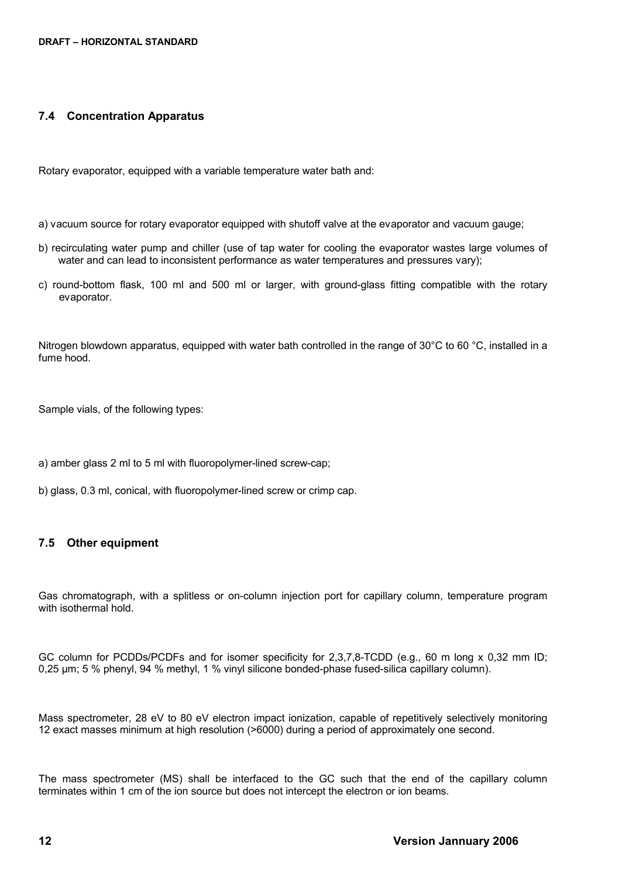### 7.4 Concentration Apparatus

Rotary evaporator, equipped with a variable temperature water bath and:

a) vacuum source for rotary evaporator equipped with shutoff valve at the evaporator and vacuum gauge;

b) recirculating water pump and chiller (use of tap water for cooling the evaporator wastes large volumes of water and can lead to inconsistent performance as water temperatures and pressures vary);

c) round-bottom flask, 100 ml and 500 ml or larger, with ground-glass fitting compatible with the rotary evaporator.

Nitrogen blowdown apparatus, equipped with water bath controlled in the range of 30°C to 60 °C, installed in a fume hood.

Sample vials, of the following types:

a) amber glass 2 ml to 5 ml with fluoropolymer-lined screw-cap;

b) glass, 0.3 ml, conical, with fluoropolymer-lined screw or crimp cap.

### 7.5 Other equipment

Gas chromatograph, with a splitless or on-column injection port for capillary column, temperature program with isothermal hold.

GC column for PCDDs/PCDFs and for isomer specificity for 2,3,7,8-TCDD (e.g., 60 m long x 0,32 mm ID; 0,25 µm; 5 % phenyl, 94 % methyl, 1 % vinyl silicone bonded-phase fused-silica capillary column).

Mass spectrometer, 28 eV to 80 eV electron impact ionization, capable of repetitively selectively monitoring 12 exact masses minimum at high resolution (>6000) during a period of approximately one second.

The mass spectrometer (MS) shall be interfaced to the GC such that the end of the capillary column terminates within 1 cm of the ion source but does not intercept the electron or ion beams.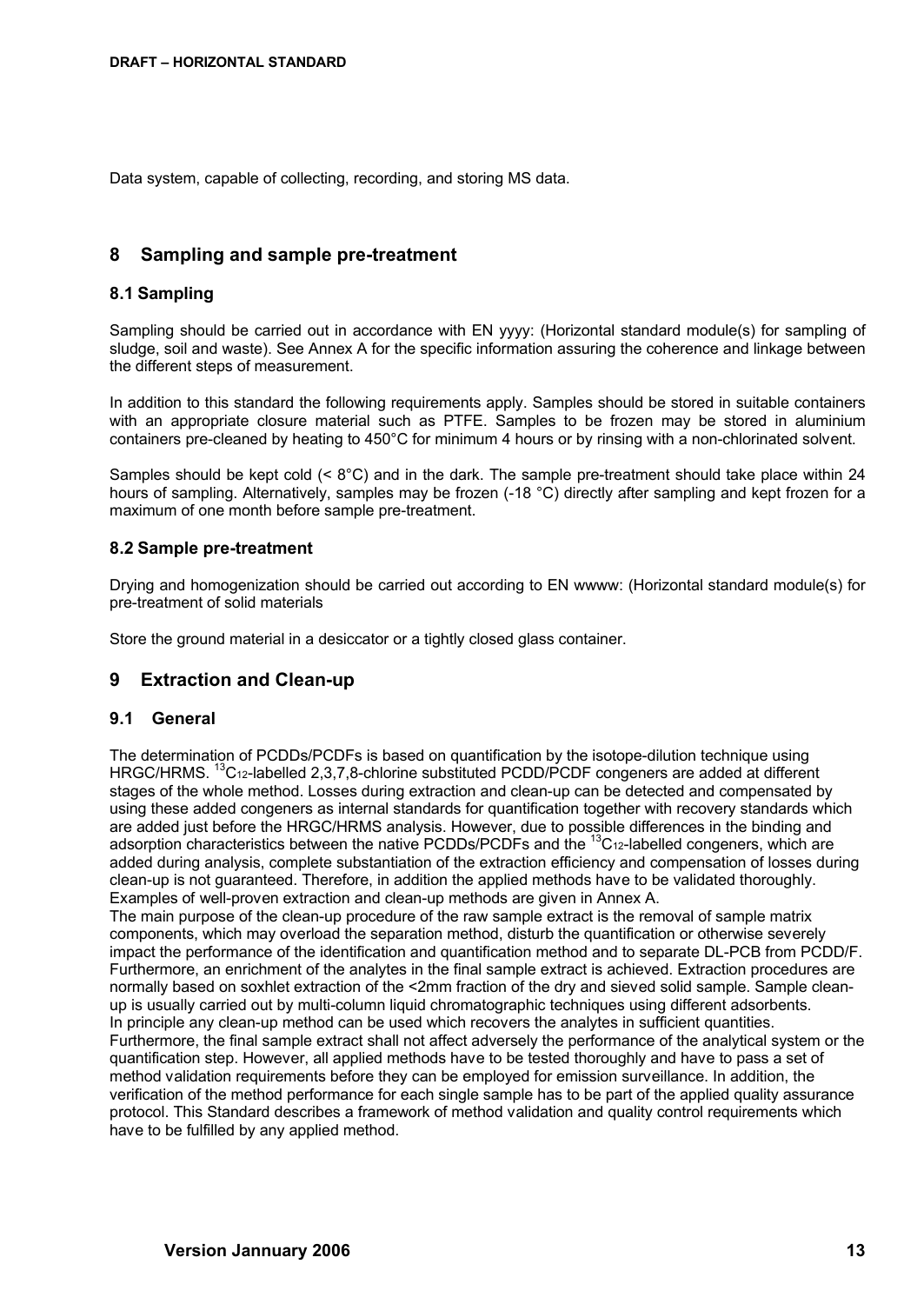Data system, capable of collecting, recording, and storing MS data.

## 8 Sampling and sample pre-treatment

### 8.1 Sampling

Sampling should be carried out in accordance with EN yyyy: (Horizontal standard module(s) for sampling of sludge, soil and waste). See Annex A for the specific information assuring the coherence and linkage between the different steps of measurement.

In addition to this standard the following requirements apply. Samples should be stored in suitable containers with an appropriate closure material such as PTFE. Samples to be frozen may be stored in aluminium containers pre-cleaned by heating to 450°C for minimum 4 hours or by rinsing with a non-chlorinated solvent.

Samples should be kept cold (< 8°C) and in the dark. The sample pre-treatment should take place within 24 hours of sampling. Alternatively, samples may be frozen (-18 °C) directly after sampling and kept frozen for a maximum of one month before sample pre-treatment.

### 8.2 Sample pre-treatment

Drying and homogenization should be carried out according to EN wwww: (Horizontal standard module(s) for pre-treatment of solid materials

Store the ground material in a desiccator or a tightly closed glass container.

## 9 Extraction and Clean-up

### 9.1 General

The determination of PCDDs/PCDFs is based on quantification by the isotope-dilution technique using HRGC/HRMS. $^{13}C_{12}$-labelled 2,3,7,8-chlorine substituted PCDD/PCDF congeners are added at different stages of the whole method. Losses during extraction and clean-up can be detected and compensated by using these added congeners as internal standards for quantification together with recovery standards which are added just before the HRGC/HRMS analysis. However, due to possible differences in the binding and adsorption characteristics between the native PCDDs/PCDFs and the $^{13}C_{12}$-labelled congeners, which are added during analysis, complete substantiation of the extraction efficiency and compensation of losses during clean-up is not guaranteed. Therefore, in addition the applied methods have to be validated thoroughly. Examples of well-proven extraction and clean-up methods are given in Annex A.

The main purpose of the clean-up procedure of the raw sample extract is the removal of sample matrix components, which may overload the separation method, disturb the quantification or otherwise severely impact the performance of the identification and quantification method and to separate DL-PCB from PCDD/F. Furthermore, an enrichment of the analytes in the final sample extract is achieved. Extraction procedures are normally based on soxhlet extraction of the <2mm fraction of the dry and sieved solid sample. Sample clean-up is usually carried out by multi-column liquid chromatographic techniques using different adsorbents.

In principle any clean-up method can be used which recovers the analytes in sufficient quantities. Furthermore, the final sample extract shall not affect adversely the performance of the analytical system or the quantification step. However, all applied methods have to be tested thoroughly and have to pass a set of method validation requirements before they can be employed for emission surveillance. In addition, the verification of the method performance for each single sample has to be part of the applied quality assurance protocol. This Standard describes a framework of method validation and quality control requirements which have to be fulfilled by any applied method.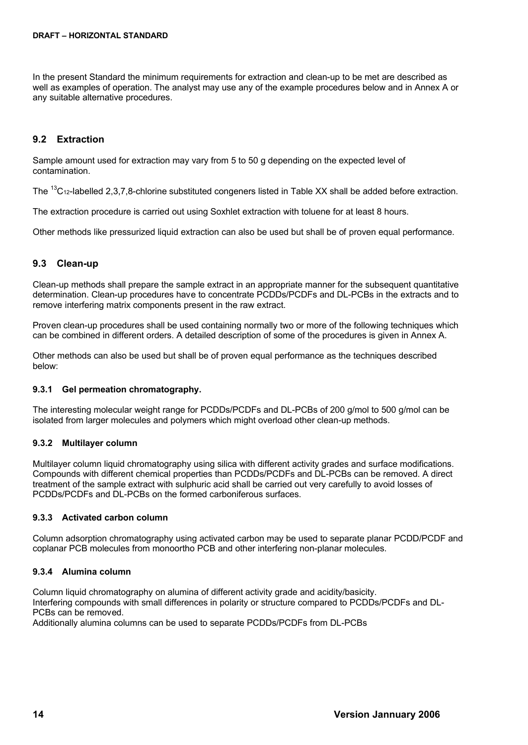In the present Standard the minimum requirements for extraction and clean-up to be met are described as well as examples of operation. The analyst may use any of the example procedures below and in Annex A or any suitable alternative procedures.

## 9.2 Extraction

Sample amount used for extraction may vary from 5 to 50 g depending on the expected level of contamination.

The $^{13}C_{12}$-labelled 2,3,7,8-chlorine substituted congeners listed in Table XX shall be added before extraction.

The extraction procedure is carried out using Soxhlet extraction with toluene for at least 8 hours.

Other methods like pressurized liquid extraction can also be used but shall be of proven equal performance.

## 9.3 Clean-up

Clean-up methods shall prepare the sample extract in an appropriate manner for the subsequent quantitative determination. Clean-up procedures have to concentrate PCDDs/PCDFs and DL-PCBs in the extracts and to remove interfering matrix components present in the raw extract.

Proven clean-up procedures shall be used containing normally two or more of the following techniques which can be combined in different orders. A detailed description of some of the procedures is given in Annex A.

Other methods can also be used but shall be of proven equal performance as the techniques described below:

### 9.3.1 Gel permeation chromatography.

The interesting molecular weight range for PCDDs/PCDFs and DL-PCBs of 200 g/mol to 500 g/mol can be isolated from larger molecules and polymers which might overload other clean-up methods.

### 9.3.2 Multilayer column

Multilayer column liquid chromatography using silica with different activity grades and surface modifications. Compounds with different chemical properties than PCDDs/PCDFs and DL-PCBs can be removed. A direct treatment of the sample extract with sulphuric acid shall be carried out very carefully to avoid losses of PCDDs/PCDFs and DL-PCBs on the formed carboniferous surfaces.

### 9.3.3 Activated carbon column

Column adsorption chromatography using activated carbon may be used to separate planar PCDD/PCDF and coplanar PCB molecules from monoortho PCB and other interfering non-planar molecules.

### 9.3.4 Alumina column

Column liquid chromatography on alumina of different activity grade and acidity/basicity.
Interfering compounds with small differences in polarity or structure compared to PCDDs/PCDFs and DL-PCBs can be removed.
Additionally alumina columns can be used to separate PCDDs/PCDFs from DL-PCBs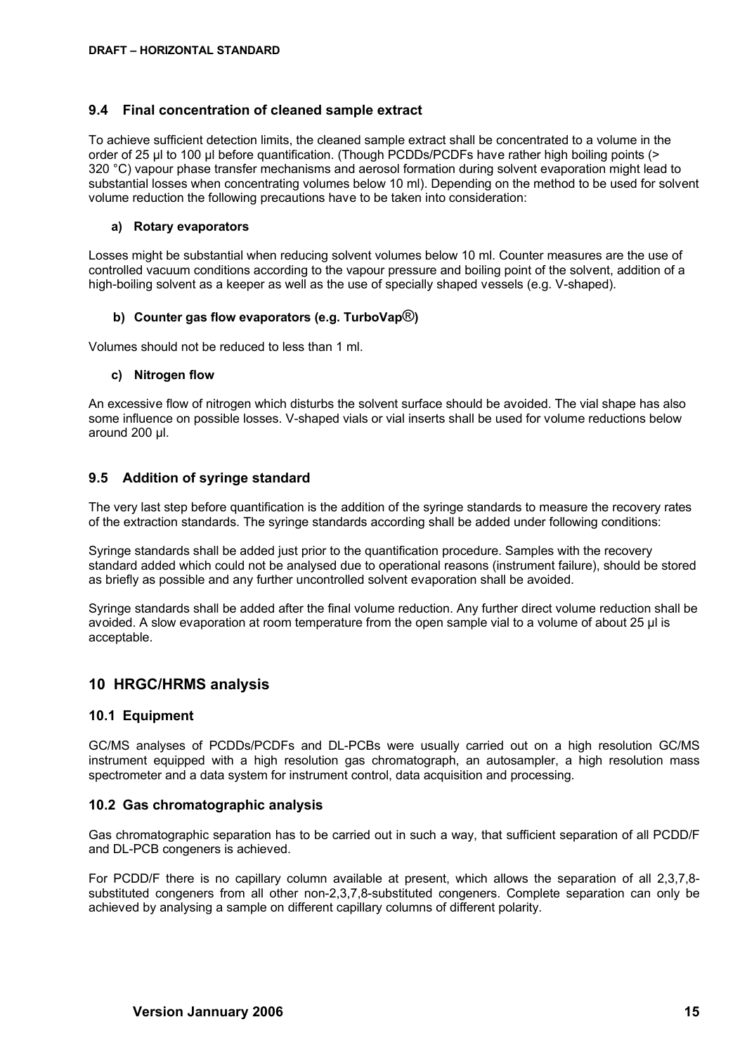### 9.4 Final concentration of cleaned sample extract

To achieve sufficient detection limits, the cleaned sample extract shall be concentrated to a volume in the order of 25 µl to 100 µl before quantification. (Though PCDDs/PCDFs have rather high boiling points (> 320 °C) vapour phase transfer mechanisms and aerosol formation during solvent evaporation might lead to substantial losses when concentrating volumes below 10 ml). Depending on the method to be used for solvent volume reduction the following precautions have to be taken into consideration:

#### a) Rotary evaporators

Losses might be substantial when reducing solvent volumes below 10 ml. Counter measures are the use of controlled vacuum conditions according to the vapour pressure and boiling point of the solvent, addition of a high-boiling solvent as a keeper as well as the use of specially shaped vessels (e.g. V-shaped).

#### b) Counter gas flow evaporators (e.g. TurboVap®)

Volumes should not be reduced to less than 1 ml.

#### c) Nitrogen flow

An excessive flow of nitrogen which disturbs the solvent surface should be avoided. The vial shape has also some influence on possible losses. V-shaped vials or vial inserts shall be used for volume reductions below around 200 µl.

### 9.5 Addition of syringe standard

The very last step before quantification is the addition of the syringe standards to measure the recovery rates of the extraction standards. The syringe standards according shall be added under following conditions:

Syringe standards shall be added just prior to the quantification procedure. Samples with the recovery standard added which could not be analysed due to operational reasons (instrument failure), should be stored as briefly as possible and any further uncontrolled solvent evaporation shall be avoided.

Syringe standards shall be added after the final volume reduction. Any further direct volume reduction shall be avoided. A slow evaporation at room temperature from the open sample vial to a volume of about 25 µl is acceptable.

## 10 HRGC/HRMS analysis

### 10.1 Equipment

GC/MS analyses of PCDDs/PCDFs and DL-PCBs were usually carried out on a high resolution GC/MS instrument equipped with a high resolution gas chromatograph, an autosampler, a high resolution mass spectrometer and a data system for instrument control, data acquisition and processing.

### 10.2 Gas chromatographic analysis

Gas chromatographic separation has to be carried out in such a way, that sufficient separation of all PCDD/F and DL-PCB congeners is achieved.

For PCDD/F there is no capillary column available at present, which allows the separation of all 2,3,7,8-substituted congeners from all other non-2,3,7,8-substituted congeners. Complete separation can only be achieved by analysing a sample on different capillary columns of different polarity.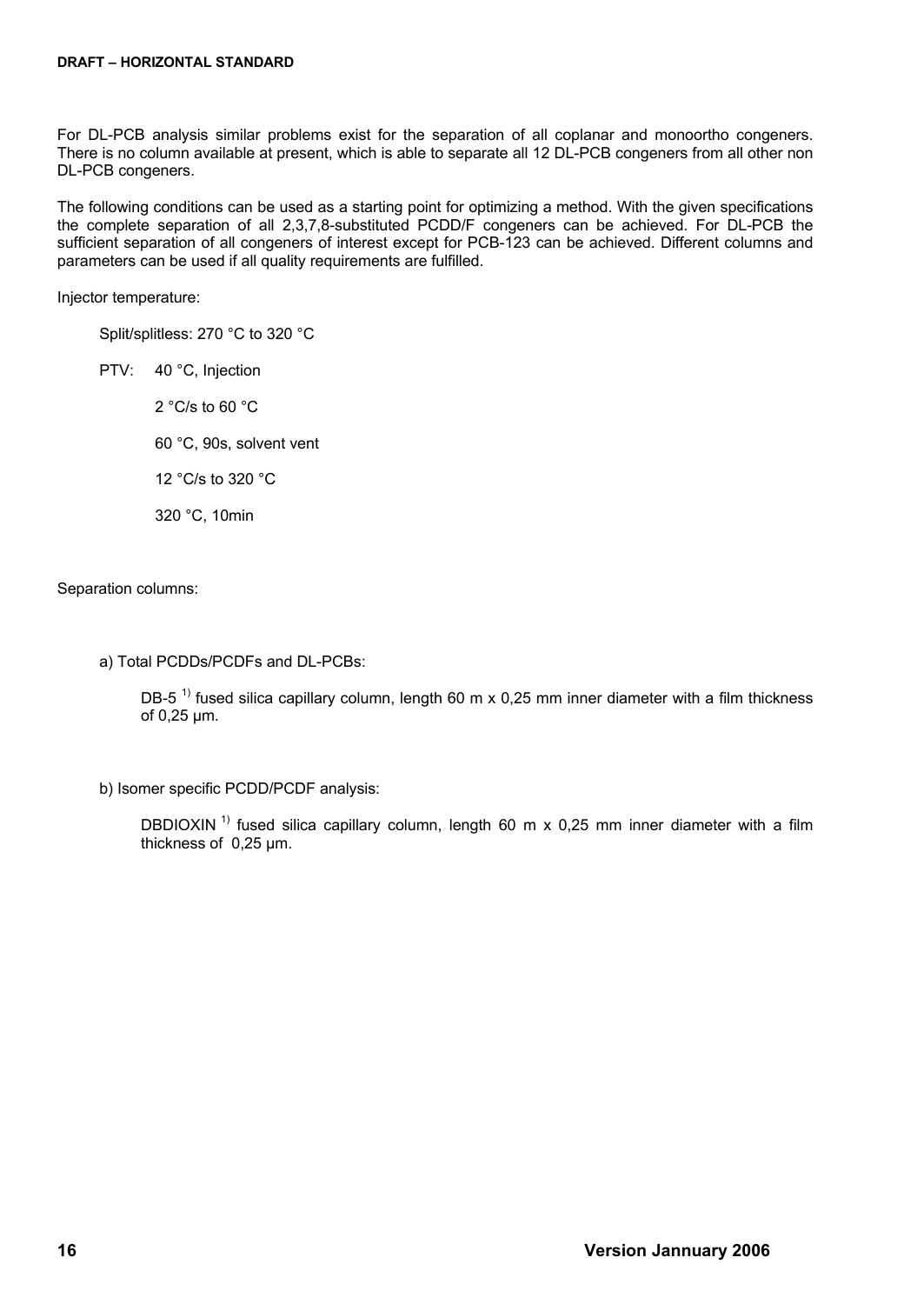For DL-PCB analysis similar problems exist for the separation of all coplanar and monoortho congeners. There is no column available at present, which is able to separate all 12 DL-PCB congeners from all other non DL-PCB congeners.

The following conditions can be used as a starting point for optimizing a method. With the given specifications the complete separation of all 2,3,7,8-substituted PCDD/F congeners can be achieved. For DL-PCB the sufficient separation of all congeners of interest except for PCB-123 can be achieved. Different columns and parameters can be used if all quality requirements are fulfilled.

Injector temperature:

Split/splitless: 270 °C to 320 °C

PTV: 40 °C, Injection

2 °C/s to 60 °C

60 °C, 90s, solvent vent

12 °C/s to 320 °C

320 °C, 10min

Separation columns:

a) Total PCDDs/PCDFs and DL-PCBs:

DB-5 [1)] fused silica capillary column, length 60 m x 0,25 mm inner diameter with a film thickness of 0,25 µm.

b) Isomer specific PCDD/PCDF analysis:

DBDIOXIN [1)] fused silica capillary column, length 60 m x 0,25 mm inner diameter with a film thickness of 0,25 µm.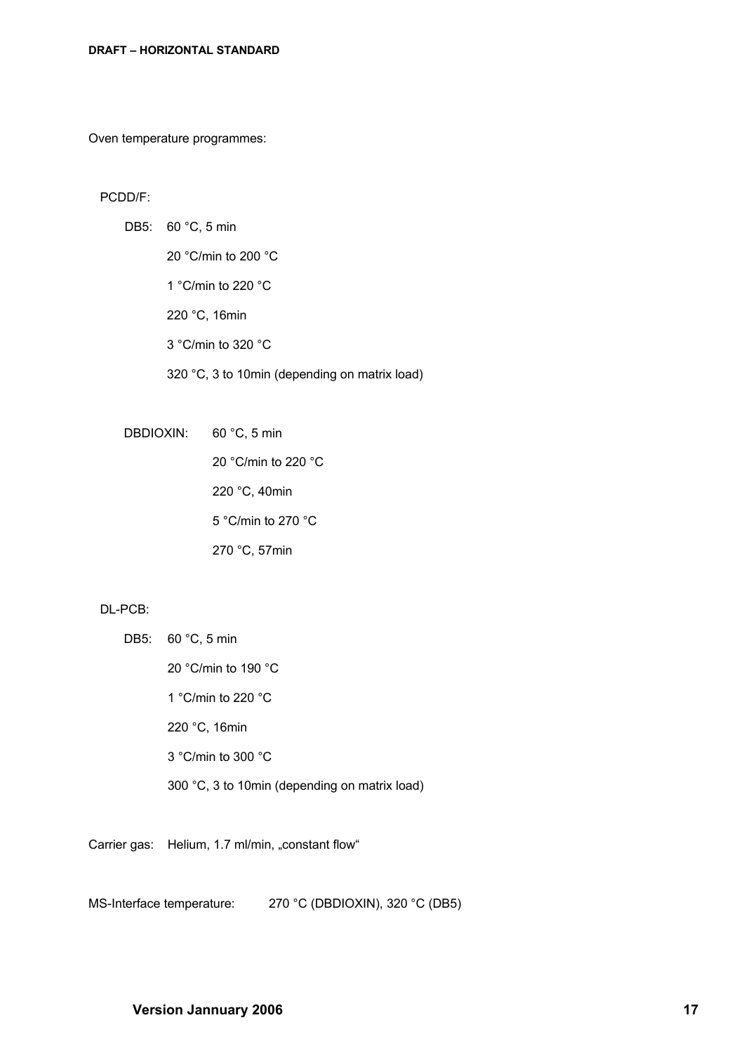Oven temperature programmes:

PCDD/F:

DB5: 60 °C, 5 min

20 °C/min to 200 °C

1 °C/min to 220 °C

220 °C, 16min

3 °C/min to 320 °C

320 °C, 3 to 10min (depending on matrix load)

DBDIOXIN: 60 °C, 5 min

20 °C/min to 220 °C

220 °C, 40min

5 °C/min to 270 °C

270 °C, 57min

DL-PCB:

DB5: 60 °C, 5 min

20 °C/min to 190 °C

1 °C/min to 220 °C

220 °C, 16min

3 °C/min to 300 °C

300 °C, 3 to 10min (depending on matrix load)

Carrier gas: Helium, 1.7 ml/min, „constant flow"

MS-Interface temperature: 270 °C (DBDIOXIN), 320 °C (DB5)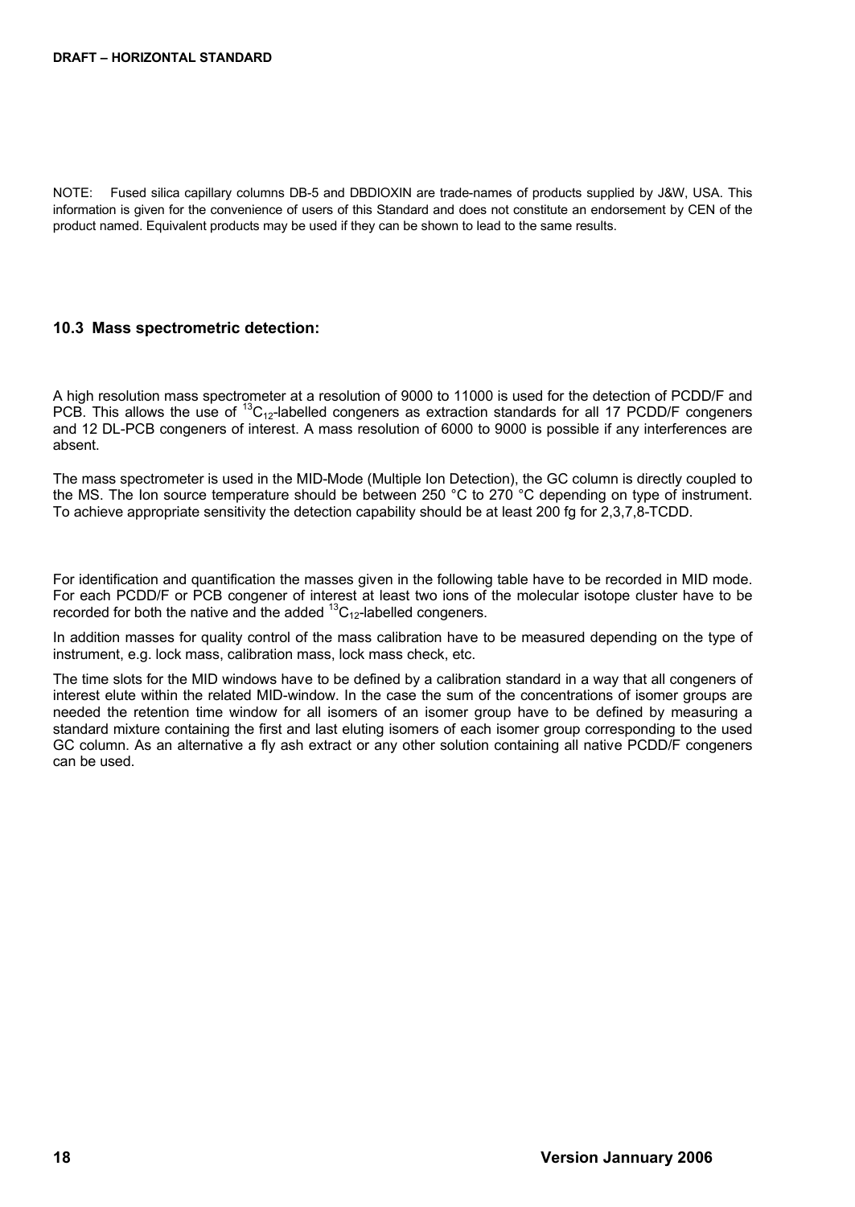NOTE: Fused silica capillary columns DB-5 and DBDIOXIN are trade-names of products supplied by J&W, USA. This information is given for the convenience of users of this Standard and does not constitute an endorsement by CEN of the product named. Equivalent products may be used if they can be shown to lead to the same results.

### 10.3 Mass spectrometric detection:

A high resolution mass spectrometer at a resolution of 9000 to 11000 is used for the detection of PCDD/F and PCB. This allows the use of $^{13}C_{12}$-labelled congeners as extraction standards for all 17 PCDD/F congeners and 12 DL-PCB congeners of interest. A mass resolution of 6000 to 9000 is possible if any interferences are absent.

The mass spectrometer is used in the MID-Mode (Multiple Ion Detection), the GC column is directly coupled to the MS. The Ion source temperature should be between 250 °C to 270 °C depending on type of instrument. To achieve appropriate sensitivity the detection capability should be at least 200 fg for 2,3,7,8-TCDD.

For identification and quantification the masses given in the following table have to be recorded in MID mode. For each PCDD/F or PCB congener of interest at least two ions of the molecular isotope cluster have to be recorded for both the native and the added $^{13}C_{12}$-labelled congeners.

In addition masses for quality control of the mass calibration have to be measured depending on the type of instrument, e.g. lock mass, calibration mass, lock mass check, etc.

The time slots for the MID windows have to be defined by a calibration standard in a way that all congeners of interest elute within the related MID-window. In the case the sum of the concentrations of isomer groups are needed the retention time window for all isomers of an isomer group have to be defined by measuring a standard mixture containing the first and last eluting isomers of each isomer group corresponding to the used GC column. As an alternative a fly ash extract or any other solution containing all native PCDD/F congeners can be used.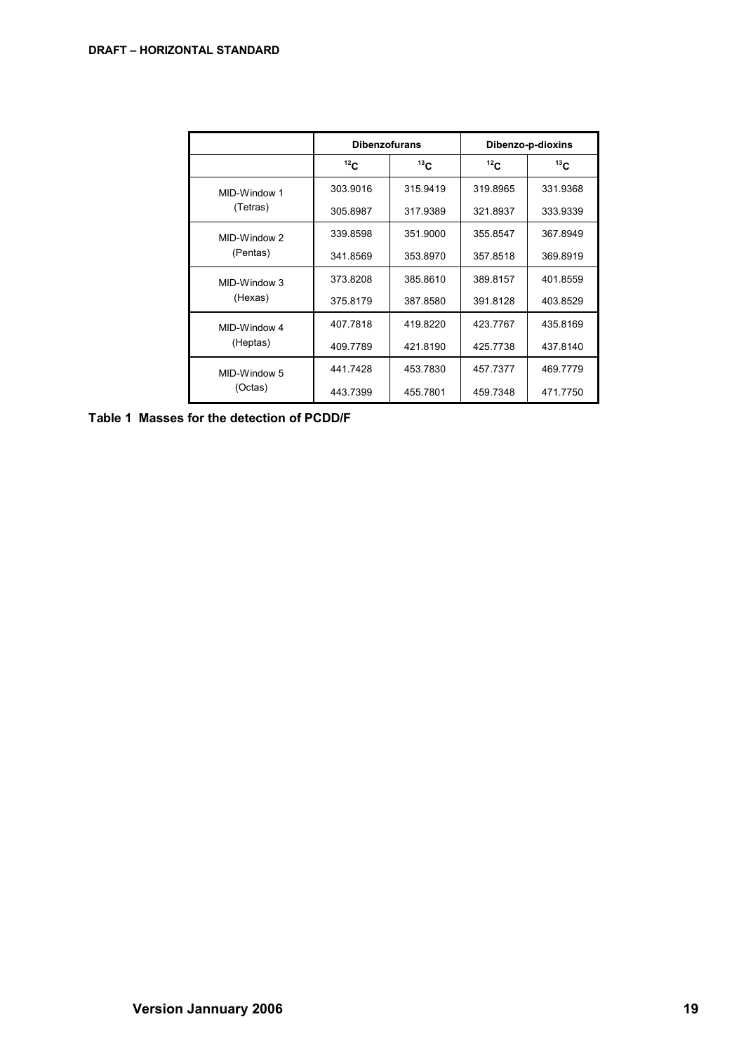| | Dibenzofurans | | Dibenzo-p-dioxins | |
|---|---|---|---|---|
| | $^{12}C$ | $^{13}C$ | $^{12}C$ | $^{13}C$ |
| MID-Window 1 (Tetras) | 303.9016 | 315.9419 | 319.8965 | 331.9368 |
| | 305.8987 | 317.9389 | 321.8937 | 333.9339 |
| MID-Window 2 (Pentas) | 339.8598 | 351.9000 | 355.8547 | 367.8949 |
| | 341.8569 | 353.8970 | 357.8518 | 369.8919 |
| MID-Window 3 (Hexas) | 373.8208 | 385.8610 | 389.8157 | 401.8559 |
| | 375.8179 | 387.8580 | 391.8128 | 403.8529 |
| MID-Window 4 (Heptas) | 407.7818 | 419.8220 | 423.7767 | 435.8169 |
| | 409.7789 | 421.8190 | 425.7738 | 437.8140 |
| MID-Window 5 (Octas) | 441.7428 | 453.7830 | 457.7377 | 469.7779 |
| | 443.7399 | 455.7801 | 459.7348 | 471.7750 |

**Table 1 Masses for the detection of PCDD/F**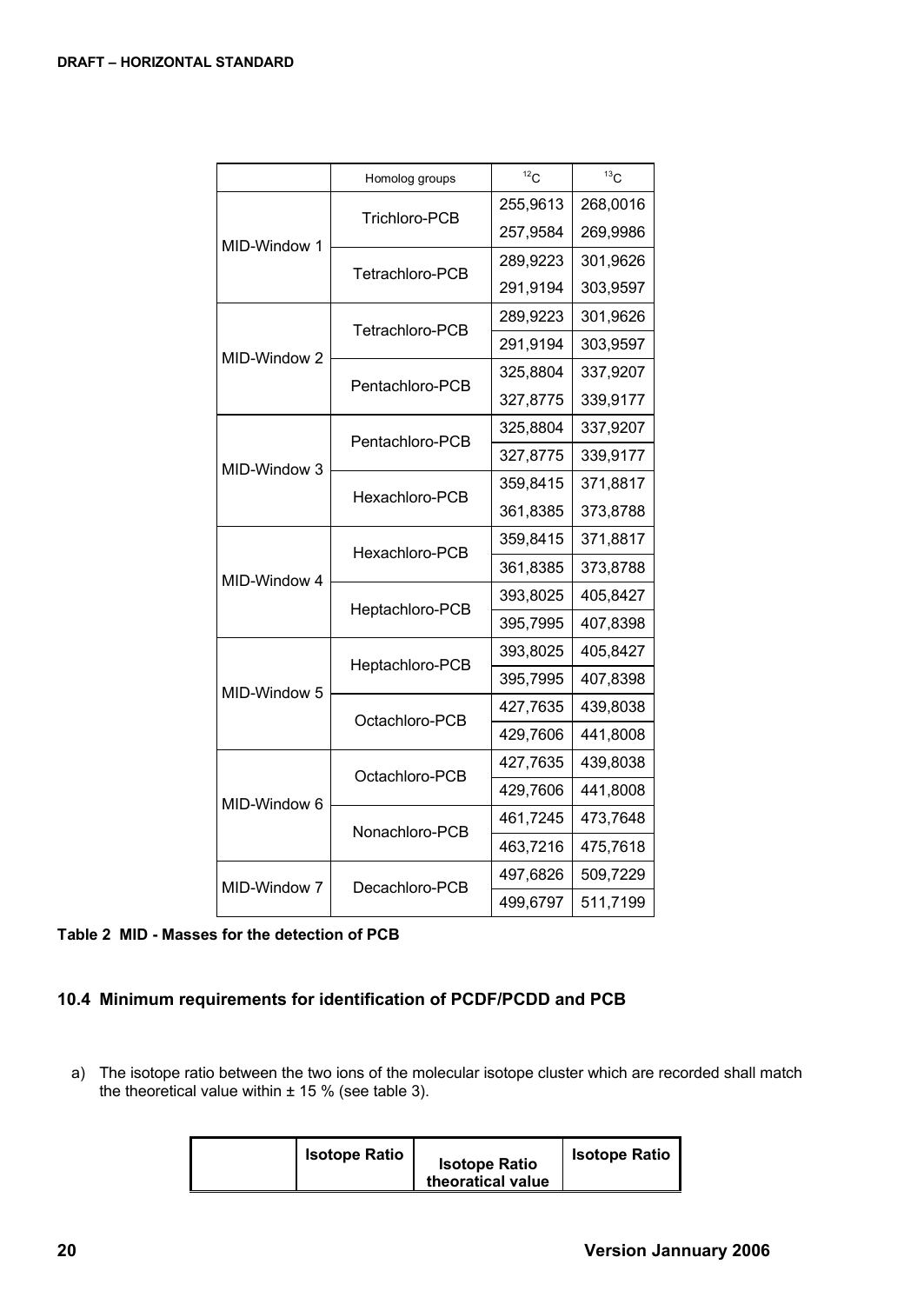| | Homolog groups | $^{12}C$ | $^{13}C$ |
|---|---|---|---|
| MID-Window 1 | Trichloro-PCB | 255,9613 | 268,0016 |
| | | 257,9584 | 269,9986 |
| | Tetrachloro-PCB | 289,9223 | 301,9626 |
| | | 291,9194 | 303,9597 |
| MID-Window 2 | Tetrachloro-PCB | 289,9223 | 301,9626 |
| | | 291,9194 | 303,9597 |
| | Pentachloro-PCB | 325,8804 | 337,9207 |
| | | 327,8775 | 339,9177 |
| MID-Window 3 | Pentachloro-PCB | 325,8804 | 337,9207 |
| | | 327,8775 | 339,9177 |
| | Hexachloro-PCB | 359,8415 | 371,8817 |
| | | 361,8385 | 373,8788 |
| MID-Window 4 | Hexachloro-PCB | 359,8415 | 371,8817 |
| | | 361,8385 | 373,8788 |
| | Heptachloro-PCB | 393,8025 | 405,8427 |
| | | 395,7995 | 407,8398 |
| MID-Window 5 | Heptachloro-PCB | 393,8025 | 405,8427 |
| | | 395,7995 | 407,8398 |
| | Octachloro-PCB | 427,7635 | 439,8038 |
| | | 429,7606 | 441,8008 |
| MID-Window 6 | Octachloro-PCB | 427,7635 | 439,8038 |
| | | 429,7606 | 441,8008 |
| | Nonachloro-PCB | 461,7245 | 473,7648 |
| | | 463,7216 | 475,7618 |
| MID-Window 7 | Decachloro-PCB | 497,6826 | 509,7229 |
| | | 499,6797 | 511,7199 |

**Table 2 MID - Masses for the detection of PCB**

## 10.4 Minimum requirements for identification of PCDF/PCDD and PCB

a) The isotope ratio between the two ions of the molecular isotope cluster which are recorded shall match the theoretical value within ± 15 % (see table 3).

| | Isotope Ratio | Isotope Ratio theoratical value | Isotope Ratio |
|---|---|---|---|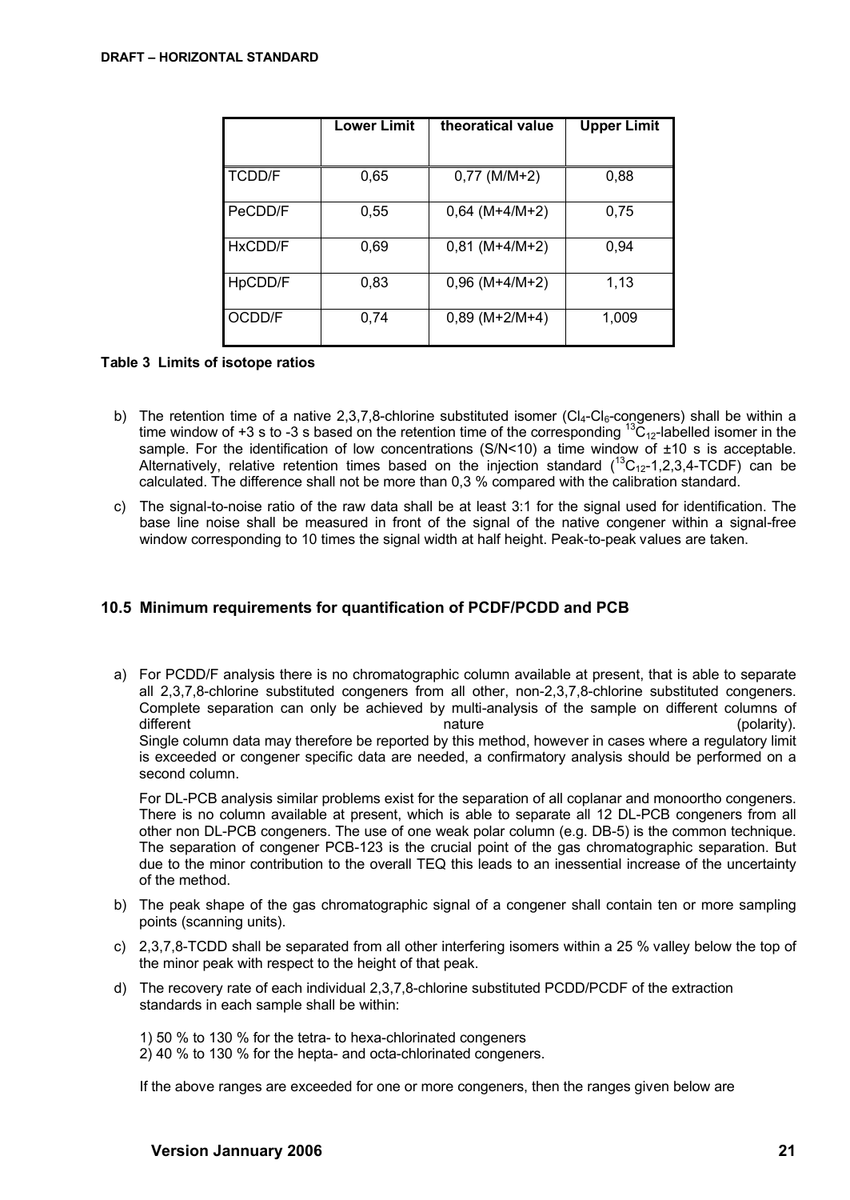|  | Lower Limit | theoratical value | Upper Limit |
|---|---|---|---|
| TCDD/F | 0,65 | 0,77 (M/M+2) | 0,88 |
| PeCDD/F | 0,55 | 0,64 (M+4/M+2) | 0,75 |
| HxCDD/F | 0,69 | 0,81 (M+4/M+2) | 0,94 |
| HpCDD/F | 0,83 | 0,96 (M+4/M+2) | 1,13 |
| OCDD/F | 0,74 | 0,89 (M+2/M+4) | 1,009 |

**Table 3 Limits of isotope ratios**

b) The retention time of a native 2,3,7,8-chlorine substituted isomer ($Cl_4$-$Cl_6$-congeners) shall be within a time window of +3 s to -3 s based on the retention time of the corresponding $^{13}C_{12}$-labelled isomer in the sample. For the identification of low concentrations (S/N<10) a time window of ±10 s is acceptable. Alternatively, relative retention times based on the injection standard ($^{13}C_{12}$-1,2,3,4-TCDF) can be calculated. The difference shall not be more than 0,3 % compared with the calibration standard.

c) The signal-to-noise ratio of the raw data shall be at least 3:1 for the signal used for identification. The base line noise shall be measured in front of the signal of the native congener within a signal-free window corresponding to 10 times the signal width at half height. Peak-to-peak values are taken.

## 10.5 Minimum requirements for quantification of PCDF/PCDD and PCB

a) For PCDD/F analysis there is no chromatographic column available at present, that is able to separate all 2,3,7,8-chlorine substituted congeners from all other, non-2,3,7,8-chlorine substituted congeners. Complete separation can only be achieved by multi-analysis of the sample on different columns of different nature (polarity). Single column data may therefore be reported by this method, however in cases where a regulatory limit is exceeded or congener specific data are needed, a confirmatory analysis should be performed on a second column.

   For DL-PCB analysis similar problems exist for the separation of all coplanar and monoortho congeners. There is no column available at present, which is able to separate all 12 DL-PCB congeners from all other non DL-PCB congeners. The use of one weak polar column (e.g. DB-5) is the common technique. The separation of congener PCB-123 is the crucial point of the gas chromatographic separation. But due to the minor contribution to the overall TEQ this leads to an inessential increase of the uncertainty of the method.

b) The peak shape of the gas chromatographic signal of a congener shall contain ten or more sampling points (scanning units).

c) 2,3,7,8-TCDD shall be separated from all other interfering isomers within a 25 % valley below the top of the minor peak with respect to the height of that peak.

d) The recovery rate of each individual 2,3,7,8-chlorine substituted PCDD/PCDF of the extraction standards in each sample shall be within:

   1) 50 % to 130 % for the tetra- to hexa-chlorinated congeners
   2) 40 % to 130 % for the hepta- and octa-chlorinated congeners.

   If the above ranges are exceeded for one or more congeners, then the ranges given below are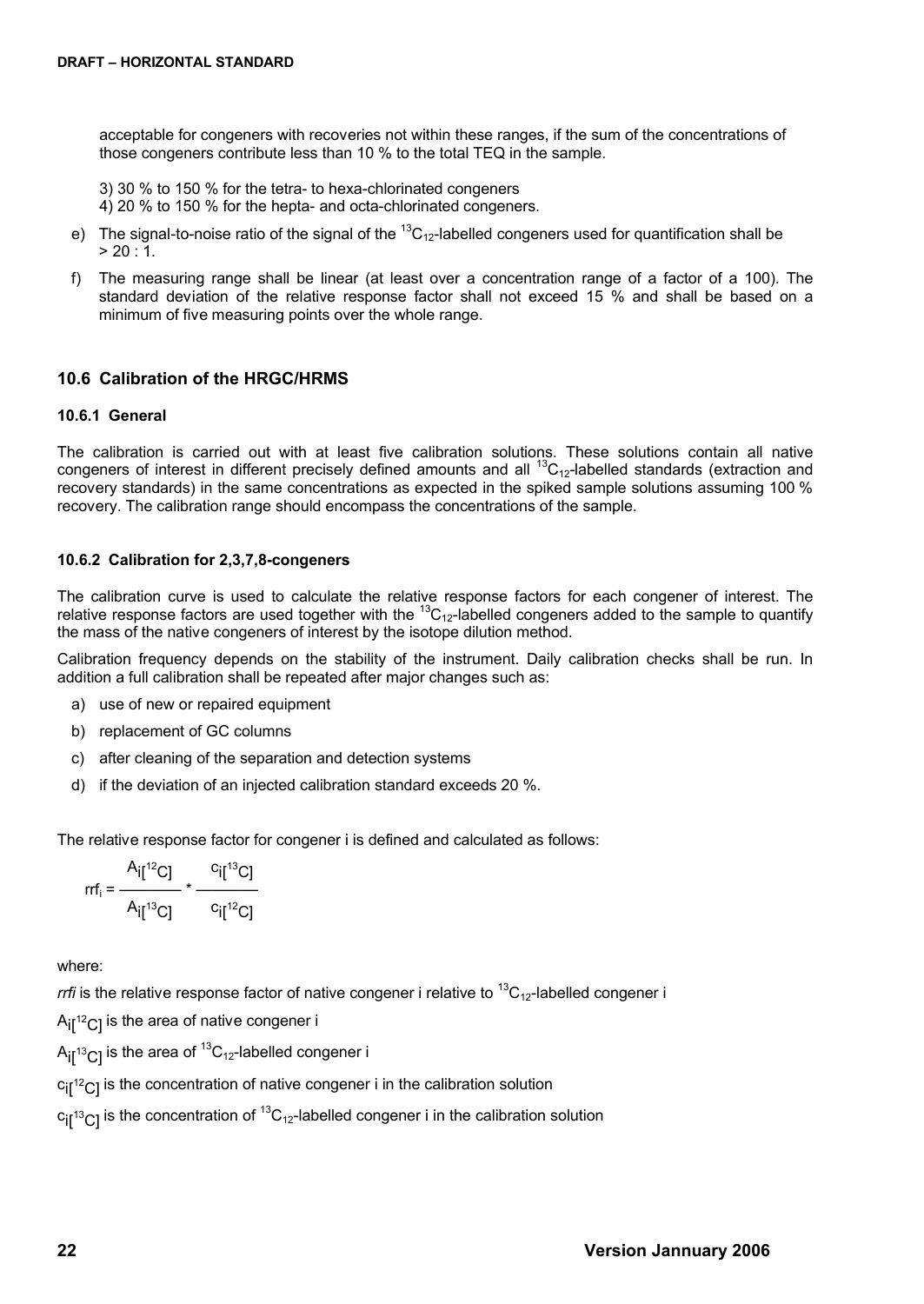acceptable for congeners with recoveries not within these ranges, if the sum of the concentrations of those congeners contribute less than 10 % to the total TEQ in the sample.

3) 30 % to 150 % for the tetra- to hexa-chlorinated congeners

4) 20 % to 150 % for the hepta- and octa-chlorinated congeners.

e) The signal-to-noise ratio of the signal of the $^{13}C_{12}$-labelled congeners used for quantification shall be > 20 : 1.

f) The measuring range shall be linear (at least over a concentration range of a factor of a 100). The standard deviation of the relative response factor shall not exceed 15 % and shall be based on a minimum of five measuring points over the whole range.

## 10.6 Calibration of the HRGC/HRMS

### 10.6.1 General

The calibration is carried out with at least five calibration solutions. These solutions contain all native congeners of interest in different precisely defined amounts and all $^{13}C_{12}$-labelled standards (extraction and recovery standards) in the same concentrations as expected in the spiked sample solutions assuming 100 % recovery. The calibration range should encompass the concentrations of the sample.

### 10.6.2 Calibration for 2,3,7,8-congeners

The calibration curve is used to calculate the relative response factors for each congener of interest. The relative response factors are used together with the $^{13}C_{12}$-labelled congeners added to the sample to quantify the mass of the native congeners of interest by the isotope dilution method.

Calibration frequency depends on the stability of the instrument. Daily calibration checks shall be run. In addition a full calibration shall be repeated after major changes such as:

a) use of new or repaired equipment

b) replacement of GC columns

c) after cleaning of the separation and detection systems

d) if the deviation of an injected calibration standard exceeds 20 %.

The relative response factor for congener i is defined and calculated as follows:

$$rrf_i = \frac{A_{i[^{12}C]}}{A_{i[^{13}C]}} * \frac{c_{i[^{13}C]}}{c_{i[^{12}C]}}$$

where:

*rrfi* is the relative response factor of native congener i relative to $^{13}C_{12}$-labelled congener i

$A_{i[^{12}C]}$ is the area of native congener i

$A_{i[^{13}C]}$ is the area of $^{13}C_{12}$-labelled congener i

$c_{i[^{12}C]}$ is the concentration of native congener i in the calibration solution

$c_{i[^{13}C]}$ is the concentration of $^{13}C_{12}$-labelled congener i in the calibration solution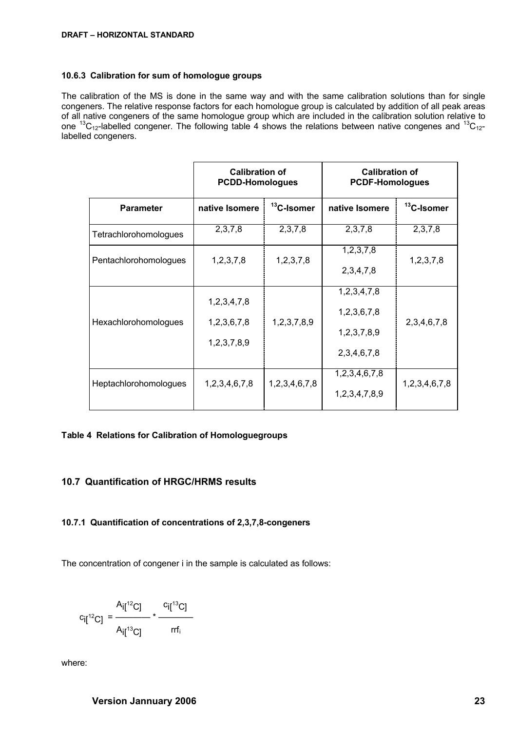### 10.6.3 Calibration for sum of homologue groups

The calibration of the MS is done in the same way and with the same calibration solutions than for single congeners. The relative response factors for each homologue group is calculated by addition of all peak areas of all native congeners of the same homologue group which are included in the calibration solution relative to one $^{13}C_{12}$-labelled congener. The following table 4 shows the relations between native congenes and $^{13}C_{12}$-labelled congeners.

| | Calibration of PCDD-Homologues | | Calibration of PCDF-Homologues | |
|---|---|---|---|---|
| **Parameter** | **native Isomere** | **$^{13}$C-Isomer** | **native Isomere** | **$^{13}$C-Isomer** |
| Tetrachlorohomologues | 2,3,7,8 | 2,3,7,8 | 2,3,7,8 | 2,3,7,8 |
| Pentachlorohomologues | 1,2,3,7,8 | 1,2,3,7,8 | 1,2,3,7,8<br>2,3,4,7,8 | 1,2,3,7,8 |
| Hexachlorohomologues | 1,2,3,4,7,8<br>1,2,3,6,7,8<br>1,2,3,7,8,9 | 1,2,3,7,8,9 | 1,2,3,4,7,8<br>1,2,3,6,7,8<br>1,2,3,7,8,9<br>2,3,4,6,7,8 | 2,3,4,6,7,8 |
| Heptachlorohomologues | 1,2,3,4,6,7,8 | 1,2,3,4,6,7,8 | 1,2,3,4,6,7,8<br>1,2,3,4,7,8,9 | 1,2,3,4,6,7,8 |

**Table 4 Relations for Calibration of Homologuegroups**

## 10.7 Quantification of HRGC/HRMS results

### 10.7.1 Quantification of concentrations of 2,3,7,8-congeners

The concentration of congener i in the sample is calculated as follows:

$$c_{i[^{12}C]} = \frac{A_{i[^{12}C]}}{A_{i[^{13}C]}} * \frac{c_{i[^{13}C]}}{rrf_i}$$

where: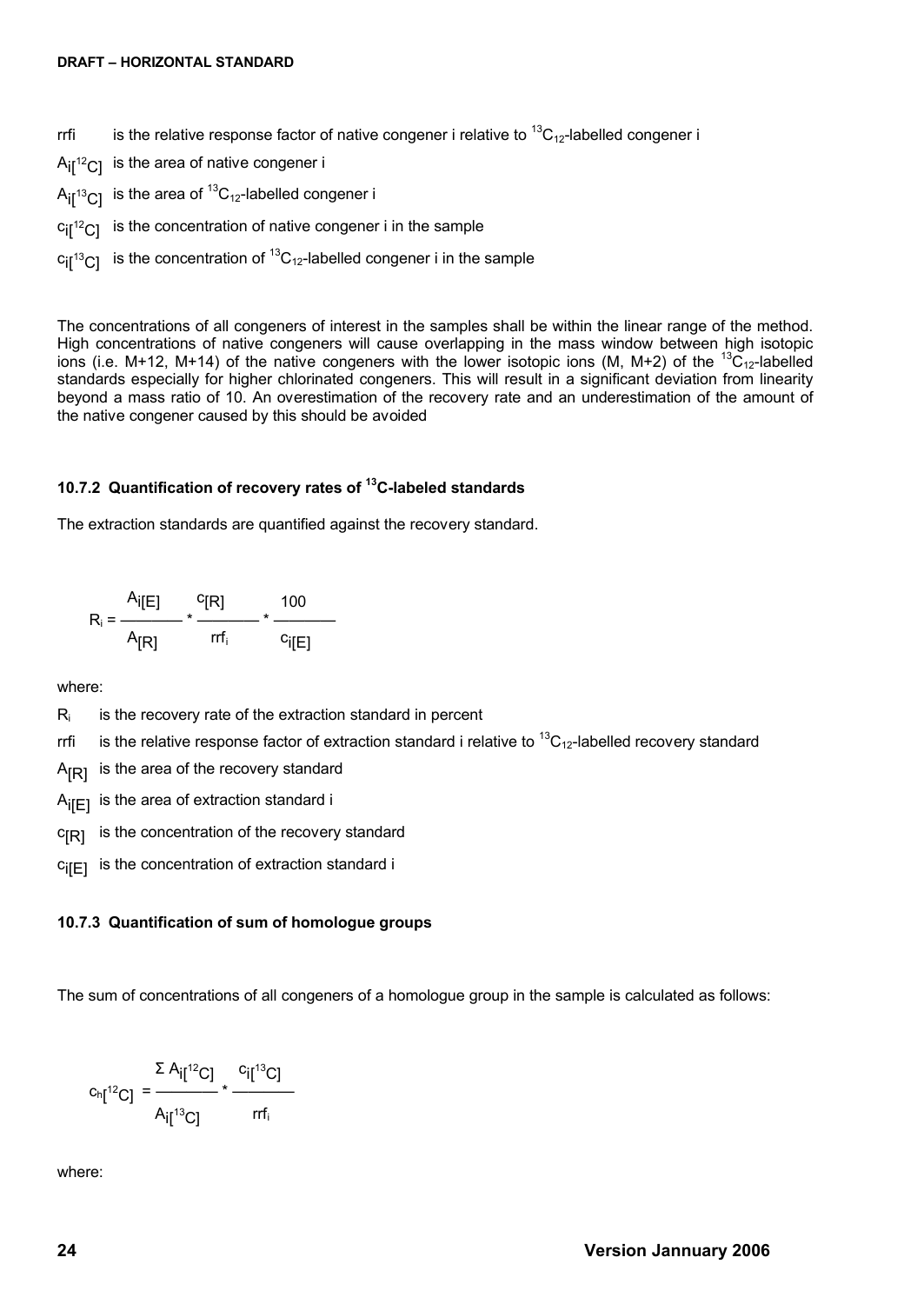rrfi is the relative response factor of native congener i relative to $^{13}C_{12}$-labelled congener i

$A_{i[^{12}C]}$ is the area of native congener i

$A_{i[^{13}C]}$ is the area of $^{13}C_{12}$-labelled congener i

$c_{i[^{12}C]}$ is the concentration of native congener i in the sample

$c_{i[^{13}C]}$ is the concentration of $^{13}C_{12}$-labelled congener i in the sample

The concentrations of all congeners of interest in the samples shall be within the linear range of the method. High concentrations of native congeners will cause overlapping in the mass window between high isotopic ions (i.e. M+12, M+14) of the native congeners with the lower isotopic ions (M, M+2) of the $^{13}C_{12}$-labelled standards especially for higher chlorinated congeners. This will result in a significant deviation from linearity beyond a mass ratio of 10. An overestimation of the recovery rate and an underestimation of the amount of the native congener caused by this should be avoided

### 10.7.2 Quantification of recovery rates of $^{13}C$-labeled standards

The extraction standards are quantified against the recovery standard.

$$R_i = \frac{A_{i[E]}}{A_{[R]}} * \frac{c_{[R]}}{rrf_i} * \frac{100}{c_{i[E]}}$$

where:

$R_i$ is the recovery rate of the extraction standard in percent

rrfi is the relative response factor of extraction standard i relative to $^{13}C_{12}$-labelled recovery standard

$A_{[R]}$ is the area of the recovery standard

$A_{i[E]}$ is the area of extraction standard i

$c_{[R]}$ is the concentration of the recovery standard

$c_{i[E]}$ is the concentration of extraction standard i

### 10.7.3 Quantification of sum of homologue groups

The sum of concentrations of all congeners of a homologue group in the sample is calculated as follows:

$$c_{h[^{12}C]} = \frac{\Sigma A_{i[^{12}C]}}{A_{i[^{13}C]}} * \frac{c_{i[^{13}C]}}{rrf_i}$$

where: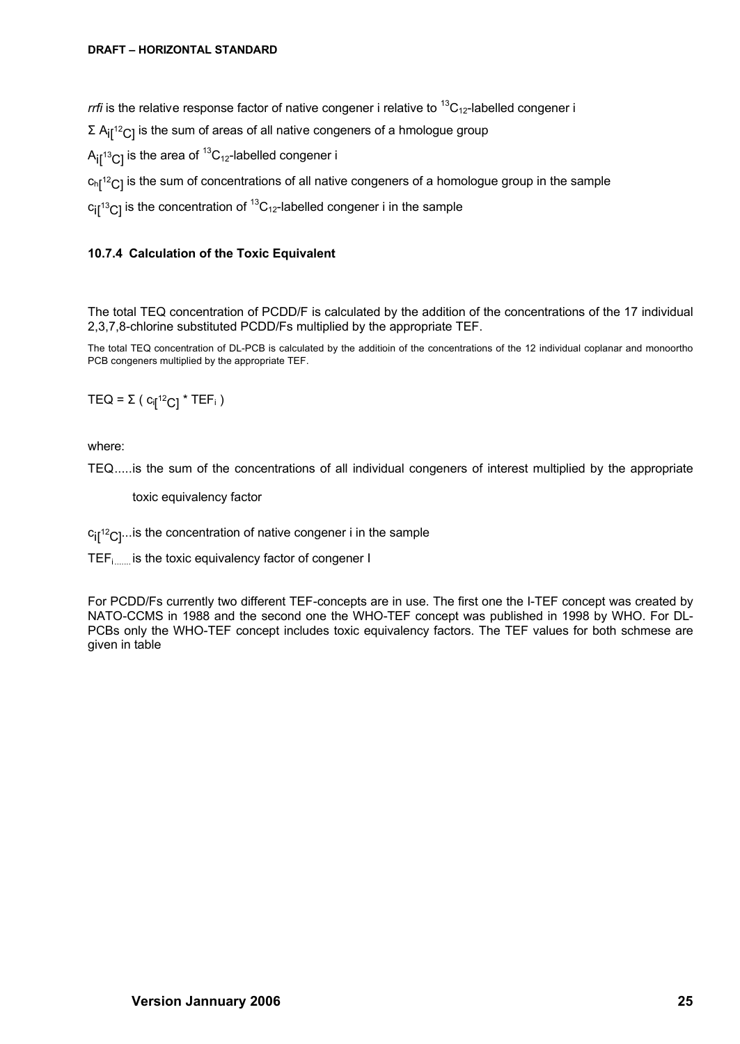*rrfi* is the relative response factor of native congener i relative to $^{13}C_{12}$-labelled congener i

$\Sigma A_{i[^{12}C]}$ is the sum of areas of all native congeners of a hmologue group

$A_{i[^{13}C]}$ is the area of $^{13}C_{12}$-labelled congener i

$c_{h}[^{12}C]$ is the sum of concentrations of all native congeners of a homologue group in the sample

$c_{i[^{13}C]}$ is the concentration of $^{13}C_{12}$-labelled congener i in the sample

### 10.7.4 Calculation of the Toxic Equivalent

The total TEQ concentration of PCDD/F is calculated by the addition of the concentrations of the 17 individual 2,3,7,8-chlorine substituted PCDD/Fs multiplied by the appropriate TEF.

The total TEQ concentration of DL-PCB is calculated by the additioin of the concentrations of the 12 individual coplanar and monoortho PCB congeners multiplied by the appropriate TEF.

$$TEQ = \Sigma ( c_{i[^{12}C]} * TEF_i )$$

where:

TEQ.....is the sum of the concentrations of all individual congeners of interest multiplied by the appropriate toxic equivalency factor

$c_{i[^{12}C]}$...is the concentration of native congener i in the sample

$TEF_i$....... is the toxic equivalency factor of congener I

For PCDD/Fs currently two different TEF-concepts are in use. The first one the I-TEF concept was created by NATO-CCMS in 1988 and the second one the WHO-TEF concept was published in 1998 by WHO. For DL-PCBs only the WHO-TEF concept includes toxic equivalency factors. The TEF values for both schmese are given in table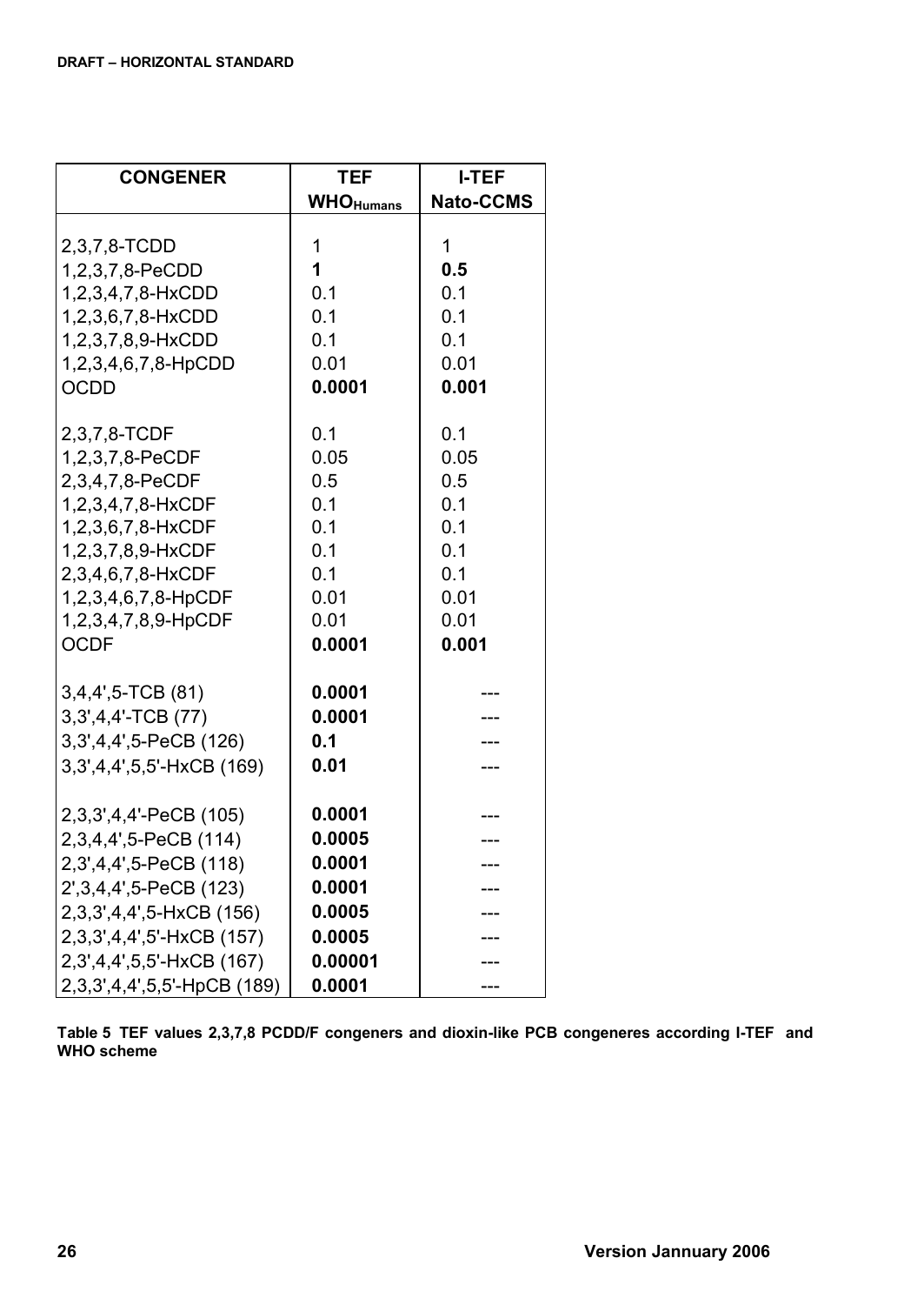| CONGENER | TEF $WHO_{Humans}$ | I-TEF Nato-CCMS |
|---|---|---|
| 2,3,7,8-TCDD | 1 | 1 |
| 1,2,3,7,8-PeCDD | **1** | **0.5** |
| 1,2,3,4,7,8-HxCDD | 0.1 | 0.1 |
| 1,2,3,6,7,8-HxCDD | 0.1 | 0.1 |
| 1,2,3,7,8,9-HxCDD | 0.1 | 0.1 |
| 1,2,3,4,6,7,8-HpCDD | 0.01 | 0.01 |
| OCDD | **0.0001** | **0.001** |
| 2,3,7,8-TCDF | 0.1 | 0.1 |
| 1,2,3,7,8-PeCDF | 0.05 | 0.05 |
| 2,3,4,7,8-PeCDF | 0.5 | 0.5 |
| 1,2,3,4,7,8-HxCDF | 0.1 | 0.1 |
| 1,2,3,6,7,8-HxCDF | 0.1 | 0.1 |
| 1,2,3,7,8,9-HxCDF | 0.1 | 0.1 |
| 2,3,4,6,7,8-HxCDF | 0.1 | 0.1 |
| 1,2,3,4,6,7,8-HpCDF | 0.01 | 0.01 |
| 1,2,3,4,7,8,9-HpCDF | 0.01 | 0.01 |
| OCDF | **0.0001** | **0.001** |
| 3,4,4',5-TCB (81) | **0.0001** | --- |
| 3,3',4,4'-TCB (77) | **0.0001** | --- |
| 3,3',4,4',5-PeCB (126) | **0.1** | --- |
| 3,3',4,4',5,5'-HxCB (169) | **0.01** | --- |
| 2,3,3',4,4'-PeCB (105) | **0.0001** | --- |
| 2,3,4,4',5-PeCB (114) | **0.0005** | --- |
| 2,3',4,4',5-PeCB (118) | **0.0001** | --- |
| 2',3,4,4',5-PeCB (123) | **0.0001** | --- |
| 2,3,3',4,4',5-HxCB (156) | **0.0005** | --- |
| 2,3,3',4,4',5'-HxCB (157) | **0.0005** | --- |
| 2,3',4,4',5,5'-HxCB (167) | **0.00001** | --- |
| 2,3,3',4,4',5,5'-HpCB (189) | **0.0001** | --- |

**Table 5 TEF values 2,3,7,8 PCDD/F congeners and dioxin-like PCB congeneres according I-TEF and WHO scheme**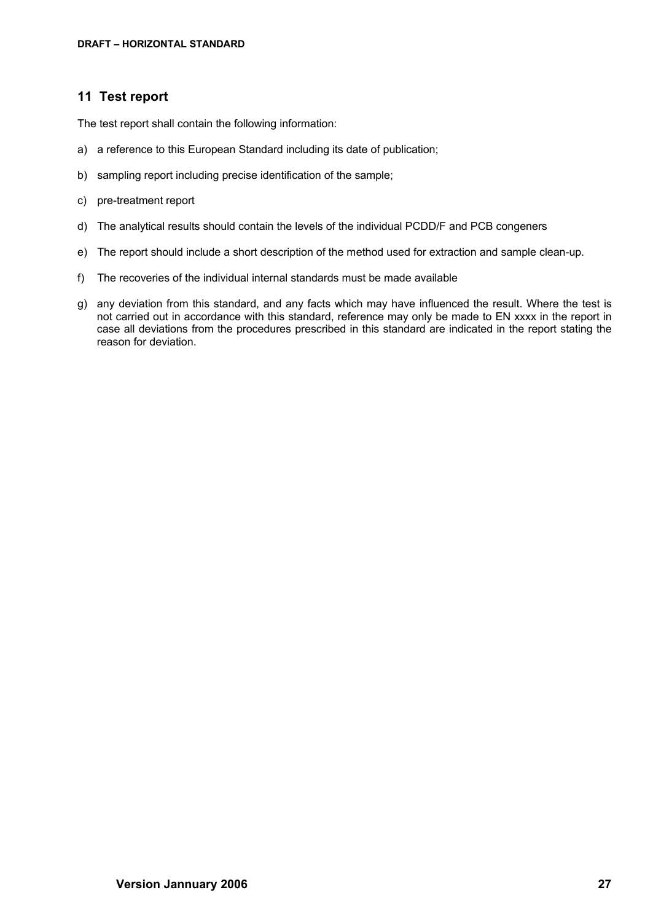## 11 Test report

The test report shall contain the following information:

a) a reference to this European Standard including its date of publication;

b) sampling report including precise identification of the sample;

c) pre-treatment report

d) The analytical results should contain the levels of the individual PCDD/F and PCB congeners

e) The report should include a short description of the method used for extraction and sample clean-up.

f) The recoveries of the individual internal standards must be made available

g) any deviation from this standard, and any facts which may have influenced the result. Where the test is not carried out in accordance with this standard, reference may only be made to EN xxxx in the report in case all deviations from the procedures prescribed in this standard are indicated in the report stating the reason for deviation.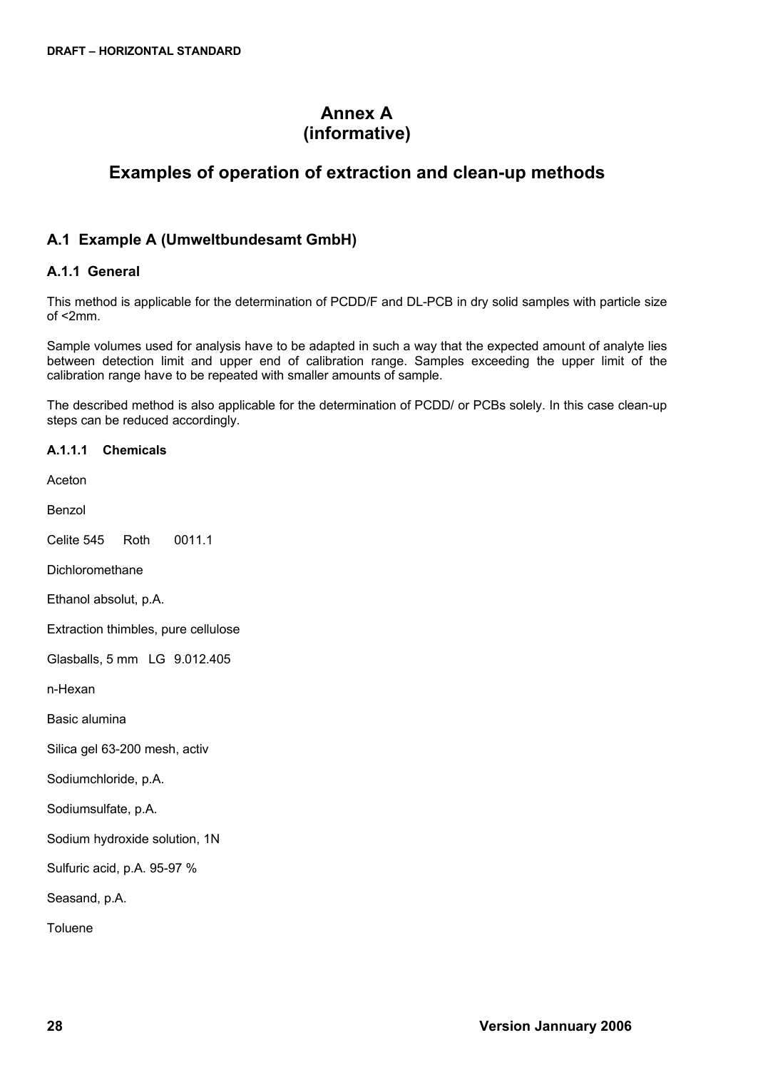# Annex A (informative)

# Examples of operation of extraction and clean-up methods

## A.1 Example A (Umweltbundesamt GmbH)

### A.1.1 General

This method is applicable for the determination of PCDD/F and DL-PCB in dry solid samples with particle size of <2mm.

Sample volumes used for analysis have to be adapted in such a way that the expected amount of analyte lies between detection limit and upper end of calibration range. Samples exceeding the upper limit of the calibration range have to be repeated with smaller amounts of sample.

The described method is also applicable for the determination of PCDD/ or PCBs solely. In this case clean-up steps can be reduced accordingly.

#### A.1.1.1 Chemicals

Aceton

Benzol

Celite 545 Roth 0011.1

Dichloromethane

Ethanol absolut, p.A.

Extraction thimbles, pure cellulose

Glasballs, 5 mm LG 9.012.405

n-Hexan

Basic alumina

Silica gel 63-200 mesh, activ

Sodiumchloride, p.A.

Sodiumsulfate, p.A.

Sodium hydroxide solution, 1N

Sulfuric acid, p.A. 95-97 %

Seasand, p.A.

Toluene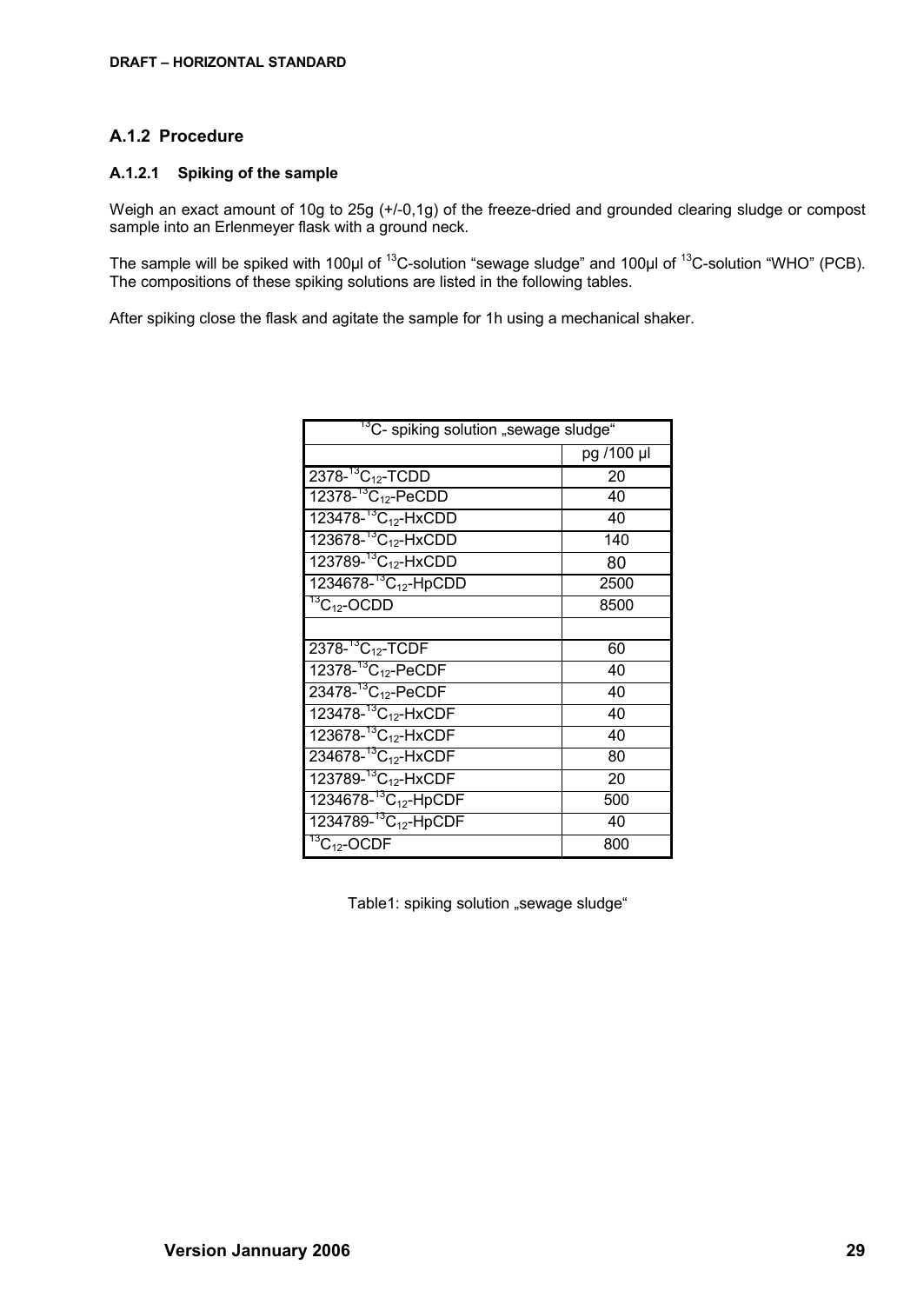## A.1.2 Procedure

### A.1.2.1 Spiking of the sample

Weigh an exact amount of 10g to 25g (+/-0,1g) of the freeze-dried and grounded clearing sludge or compost sample into an Erlenmeyer flask with a ground neck.

The sample will be spiked with 100µl of $^{13}$C-solution "sewage sludge" and 100µl of $^{13}$C-solution "WHO" (PCB). The compositions of these spiking solutions are listed in the following tables.

After spiking close the flask and agitate the sample for 1h using a mechanical shaker.

| $^{13}$C- spiking solution „sewage sludge“ | |
|---|---|
| | pg /100 µl |
| 2378-$^{13}C_{12}$-TCDD | 20 |
| 12378-$^{13}C_{12}$-PeCDD | 40 |
| 123478-$^{13}C_{12}$-HxCDD | 40 |
| 123678-$^{13}C_{12}$-HxCDD | 140 |
| 123789-$^{13}C_{12}$-HxCDD | 80 |
| 1234678-$^{13}C_{12}$-HpCDD | 2500 |
| $^{13}C_{12}$-OCDD | 8500 |
| | |
| 2378-$^{13}C_{12}$-TCDF | 60 |
| 12378-$^{13}C_{12}$-PeCDF | 40 |
| 23478-$^{13}C_{12}$-PeCDF | 40 |
| 123478-$^{13}C_{12}$-HxCDF | 40 |
| 123678-$^{13}C_{12}$-HxCDF | 40 |
| 234678-$^{13}C_{12}$-HxCDF | 80 |
| 123789-$^{13}C_{12}$-HxCDF | 20 |
| 1234678-$^{13}C_{12}$-HpCDF | 500 |
| 1234789-$^{13}C_{12}$-HpCDF | 40 |
| $^{13}C_{12}$-OCDF | 800 |

Table1: spiking solution „sewage sludge“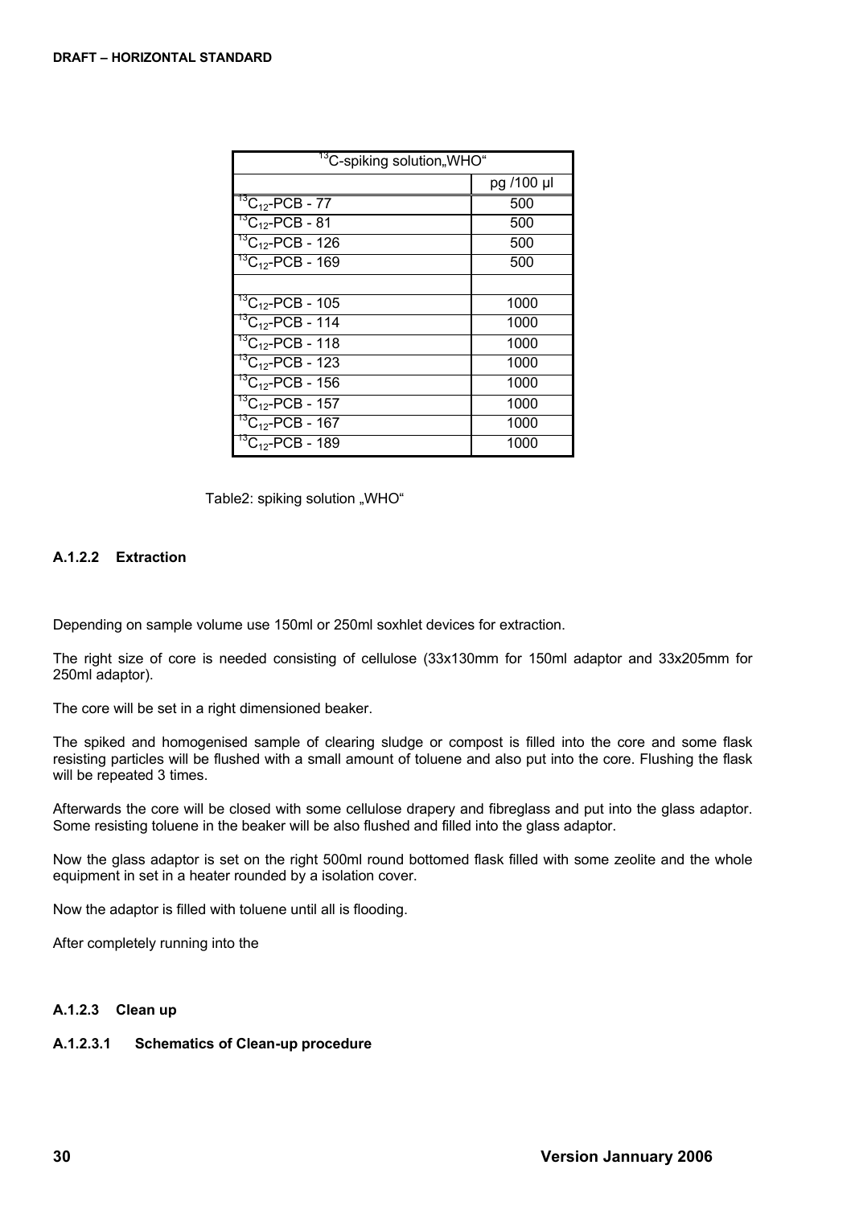| $^{13}$C-spiking solution„WHO“ | |
|---|---|
| | pg /100 µl |
| $^{13}C_{12}$-PCB - 77 | 500 |
| $^{13}C_{12}$-PCB - 81 | 500 |
| $^{13}C_{12}$-PCB - 126 | 500 |
| $^{13}C_{12}$-PCB - 169 | 500 |
| | |
| $^{13}C_{12}$-PCB - 105 | 1000 |
| $^{13}C_{12}$-PCB - 114 | 1000 |
| $^{13}C_{12}$-PCB - 118 | 1000 |
| $^{13}C_{12}$-PCB - 123 | 1000 |
| $^{13}C_{12}$-PCB - 156 | 1000 |
| $^{13}C_{12}$-PCB - 157 | 1000 |
| $^{13}C_{12}$-PCB - 167 | 1000 |
| $^{13}C_{12}$-PCB - 189 | 1000 |

Table2: spiking solution „WHO“

#### A.1.2.2 Extraction

Depending on sample volume use 150ml or 250ml soxhlet devices for extraction.

The right size of core is needed consisting of cellulose (33x130mm for 150ml adaptor and 33x205mm for 250ml adaptor).

The core will be set in a right dimensioned beaker.

The spiked and homogenised sample of clearing sludge or compost is filled into the core and some flask resisting particles will be flushed with a small amount of toluene and also put into the core. Flushing the flask will be repeated 3 times.

Afterwards the core will be closed with some cellulose drapery and fibreglass and put into the glass adaptor. Some resisting toluene in the beaker will be also flushed and filled into the glass adaptor.

Now the glass adaptor is set on the right 500ml round bottomed flask filled with some zeolite and the whole equipment in set in a heater rounded by a isolation cover.

Now the adaptor is filled with toluene until all is flooding.

After completely running into the

#### A.1.2.3 Clean up

##### A.1.2.3.1 Schematics of Clean-up procedure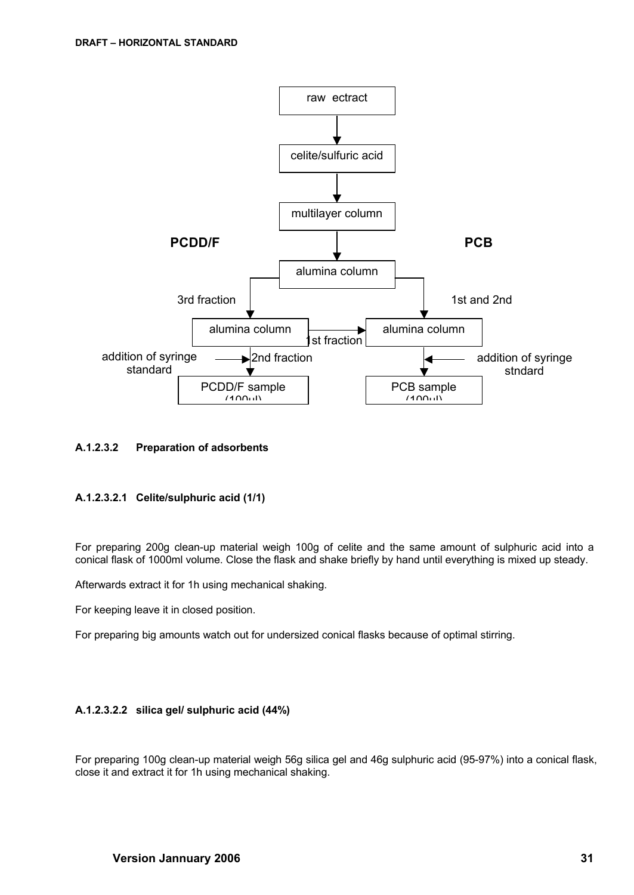raw ectract

celite/sulfuric acid

multilayer column

PCDD/F

PCB

alumina column

3rd fraction

1st and 2nd

alumina column

alumina column

1st fraction

addition of syringe standard

2nd fraction

addition of syringe stndard

PCDD/F sample (100µl)

PCB sample (100µl)

#### A.1.2.3.2 Preparation of adsorbents

##### A.1.2.3.2.1 Celite/sulphuric acid (1/1)

For preparing 200g clean-up material weigh 100g of celite and the same amount of sulphuric acid into a conical flask of 1000ml volume. Close the flask and shake briefly by hand until everything is mixed up steady.

Afterwards extract it for 1h using mechanical shaking.

For keeping leave it in closed position.

For preparing big amounts watch out for undersized conical flasks because of optimal stirring.

##### A.1.2.3.2.2 silica gel/ sulphuric acid (44%)

For preparing 100g clean-up material weigh 56g silica gel and 46g sulphuric acid (95-97%) into a conical flask, close it and extract it for 1h using mechanical shaking.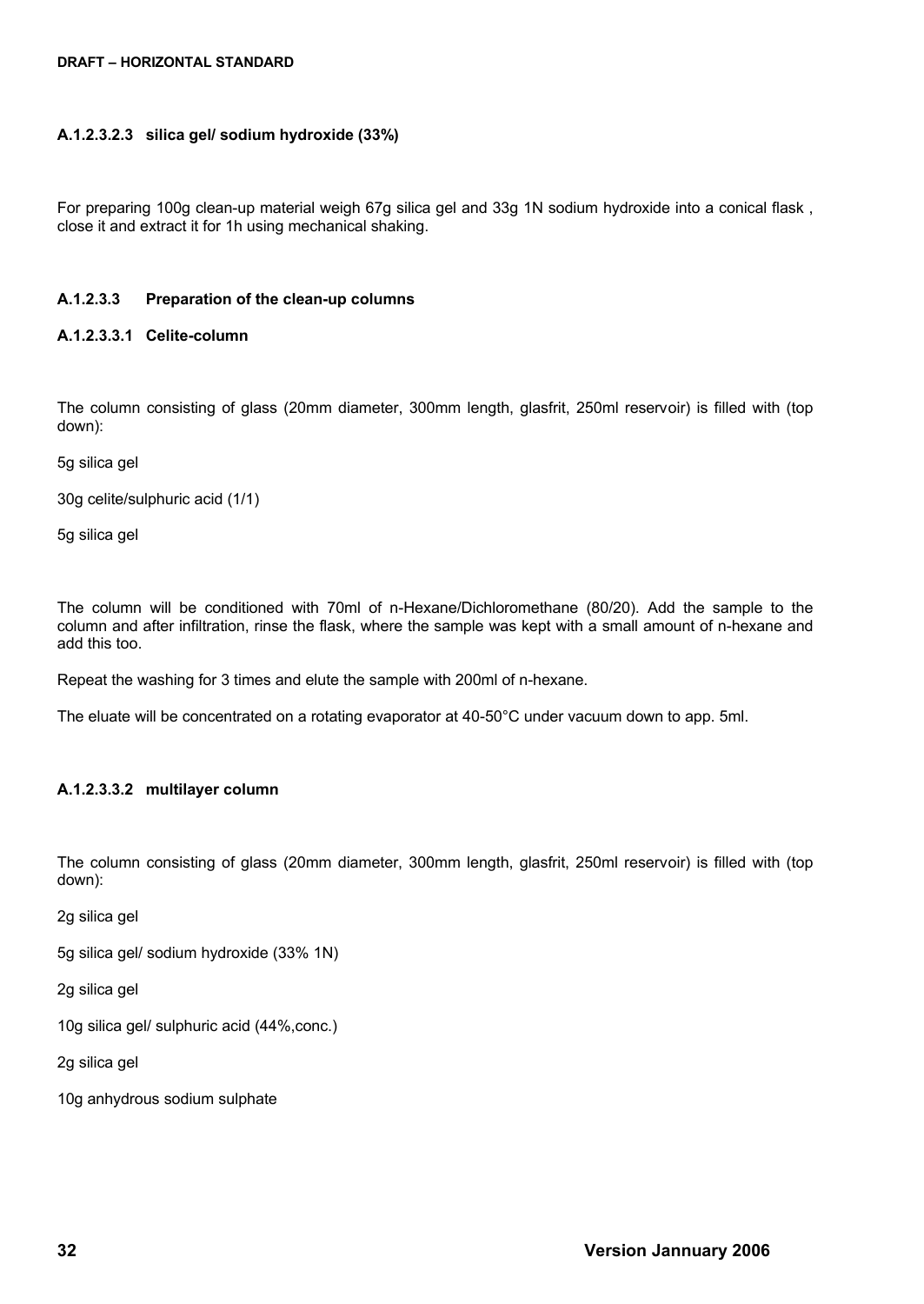#### A.1.2.3.2.3 silica gel/ sodium hydroxide (33%)

For preparing 100g clean-up material weigh 67g silica gel and 33g 1N sodium hydroxide into a conical flask , close it and extract it for 1h using mechanical shaking.

### A.1.2.3.3 Preparation of the clean-up columns

#### A.1.2.3.3.1 Celite-column

The column consisting of glass (20mm diameter, 300mm length, glasfrit, 250ml reservoir) is filled with (top down):

5g silica gel

30g celite/sulphuric acid (1/1)

5g silica gel

The column will be conditioned with 70ml of n-Hexane/Dichloromethane (80/20). Add the sample to the column and after infiltration, rinse the flask, where the sample was kept with a small amount of n-hexane and add this too.

Repeat the washing for 3 times and elute the sample with 200ml of n-hexane.

The eluate will be concentrated on a rotating evaporator at 40-50°C under vacuum down to app. 5ml.

#### A.1.2.3.3.2 multilayer column

The column consisting of glass (20mm diameter, 300mm length, glasfrit, 250ml reservoir) is filled with (top down):

2g silica gel

5g silica gel/ sodium hydroxide (33% 1N)

2g silica gel

10g silica gel/ sulphuric acid (44%,conc.)

2g silica gel

10g anhydrous sodium sulphate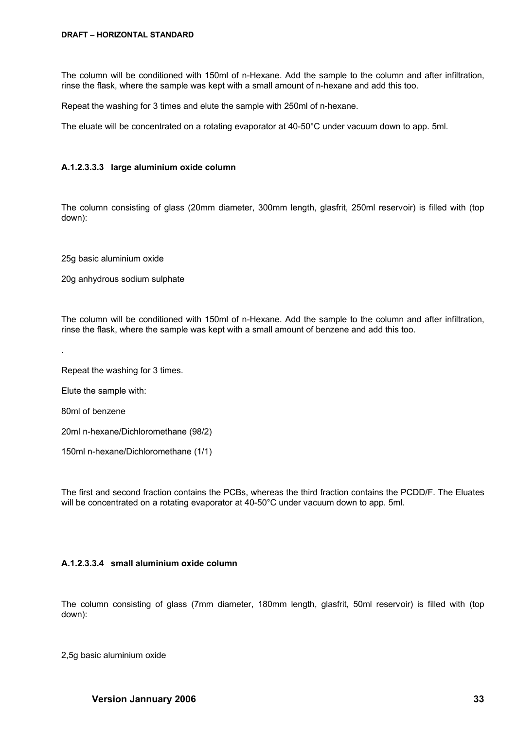The column will be conditioned with 150ml of n-Hexane. Add the sample to the column and after infiltration, rinse the flask, where the sample was kept with a small amount of n-hexane and add this too.

Repeat the washing for 3 times and elute the sample with 250ml of n-hexane.

The eluate will be concentrated on a rotating evaporator at 40-50°C under vacuum down to app. 5ml.

#### A.1.2.3.3.3 large aluminium oxide column

The column consisting of glass (20mm diameter, 300mm length, glasfrit, 250ml reservoir) is filled with (top down):

25g basic aluminium oxide

20g anhydrous sodium sulphate

The column will be conditioned with 150ml of n-Hexane. Add the sample to the column and after infiltration, rinse the flask, where the sample was kept with a small amount of benzene and add this too.

.

Repeat the washing for 3 times.

Elute the sample with:

80ml of benzene

20ml n-hexane/Dichloromethane (98/2)

150ml n-hexane/Dichloromethane (1/1)

The first and second fraction contains the PCBs, whereas the third fraction contains the PCDD/F. The Eluates will be concentrated on a rotating evaporator at 40-50°C under vacuum down to app. 5ml.

#### A.1.2.3.3.4 small aluminium oxide column

The column consisting of glass (7mm diameter, 180mm length, glasfrit, 50ml reservoir) is filled with (top down):

2,5g basic aluminium oxide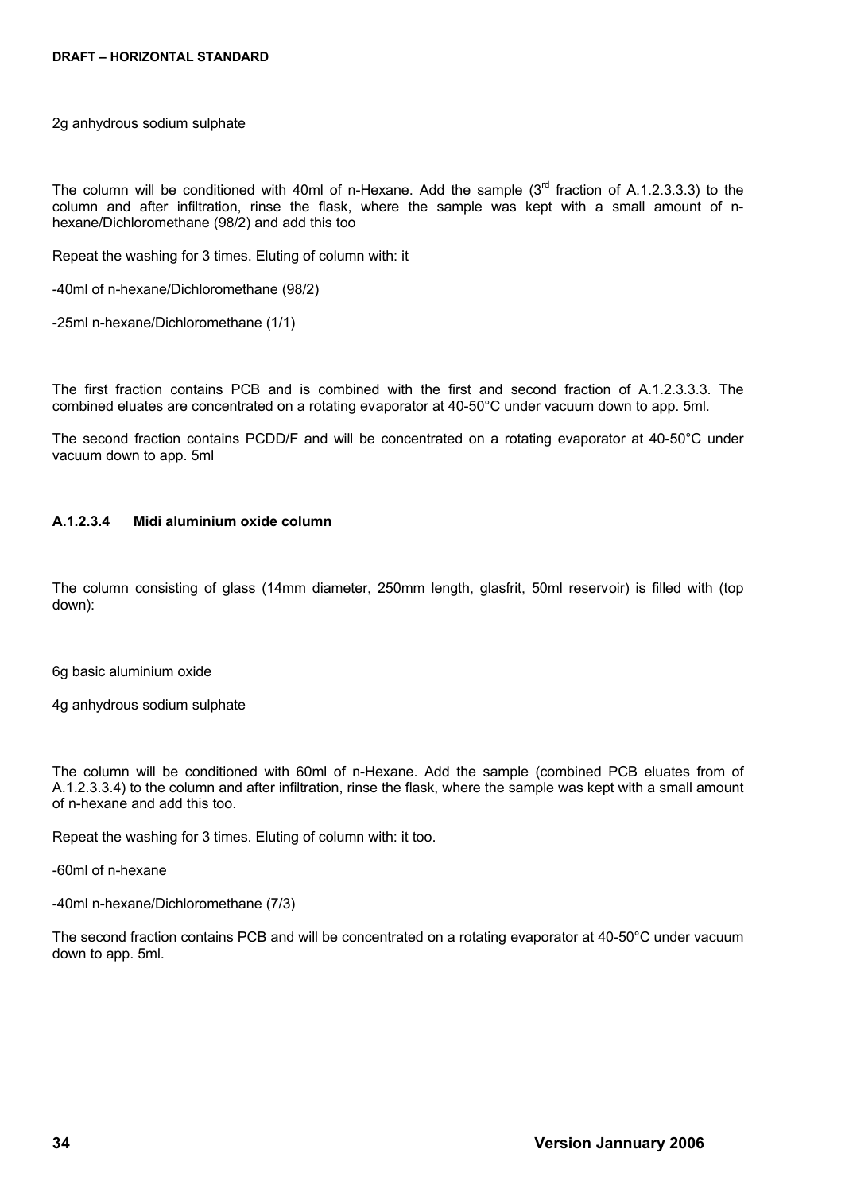2g anhydrous sodium sulphate

The column will be conditioned with 40ml of n-Hexane. Add the sample (3rd fraction of A.1.2.3.3.3) to the column and after infiltration, rinse the flask, where the sample was kept with a small amount of n-hexane/Dichloromethane (98/2) and add this too

Repeat the washing for 3 times. Eluting of column with: it

-40ml of n-hexane/Dichloromethane (98/2)

-25ml n-hexane/Dichloromethane (1/1)

The first fraction contains PCB and is combined with the first and second fraction of A.1.2.3.3.3. The combined eluates are concentrated on a rotating evaporator at 40-50°C under vacuum down to app. 5ml.

The second fraction contains PCDD/F and will be concentrated on a rotating evaporator at 40-50°C under vacuum down to app. 5ml

#### A.1.2.3.4 Midi aluminium oxide column

The column consisting of glass (14mm diameter, 250mm length, glasfrit, 50ml reservoir) is filled with (top down):

6g basic aluminium oxide

4g anhydrous sodium sulphate

The column will be conditioned with 60ml of n-Hexane. Add the sample (combined PCB eluates from of A.1.2.3.3.4) to the column and after infiltration, rinse the flask, where the sample was kept with a small amount of n-hexane and add this too.

Repeat the washing for 3 times. Eluting of column with: it too.

-60ml of n-hexane

-40ml n-hexane/Dichloromethane (7/3)

The second fraction contains PCB and will be concentrated on a rotating evaporator at 40-50°C under vacuum down to app. 5ml.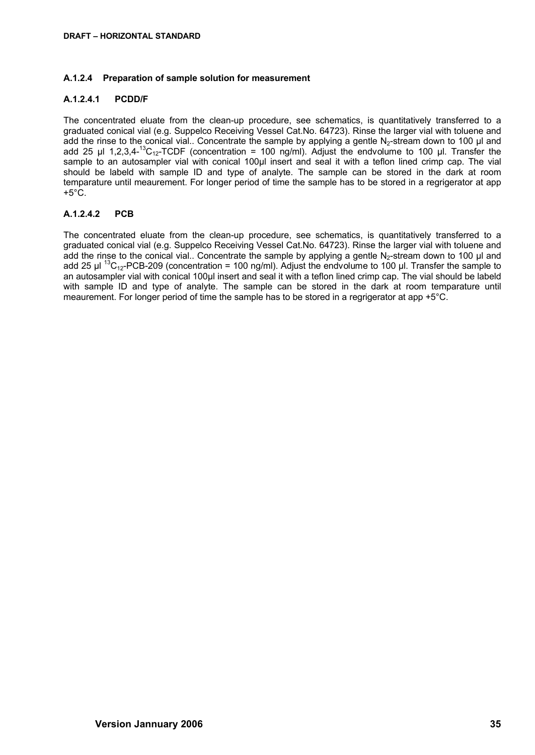#### A.1.2.4 Preparation of sample solution for measurement

##### A.1.2.4.1 PCDD/F

The concentrated eluate from the clean-up procedure, see schematics, is quantitatively transferred to a graduated conical vial (e.g. Suppelco Receiving Vessel Cat.No. 64723). Rinse the larger vial with toluene and add the rinse to the conical vial.. Concentrate the sample by applying a gentle $N_2$-stream down to 100 µl and add 25 µl 1,2,3,4-$^{13}C_{12}$-TCDF (concentration = 100 ng/ml). Adjust the endvolume to 100 µl. Transfer the sample to an autosampler vial with conical 100µl insert and seal it with a teflon lined crimp cap. The vial should be labeld with sample ID and type of analyte. The sample can be stored in the dark at room temparature until meaurement. For longer period of time the sample has to be stored in a regrigerator at app +5°C.

##### A.1.2.4.2 PCB

The concentrated eluate from the clean-up procedure, see schematics, is quantitatively transferred to a graduated conical vial (e.g. Suppelco Receiving Vessel Cat.No. 64723). Rinse the larger vial with toluene and add the rinse to the conical vial.. Concentrate the sample by applying a gentle $N_2$-stream down to 100 µl and add 25 µl $^{13}C_{12}$-PCB-209 (concentration = 100 ng/ml). Adjust the endvolume to 100 µl. Transfer the sample to an autosampler vial with conical 100µl insert and seal it with a teflon lined crimp cap. The vial should be labeld with sample ID and type of analyte. The sample can be stored in the dark at room temparature until meaurement. For longer period of time the sample has to be stored in a regrigerator at app +5°C.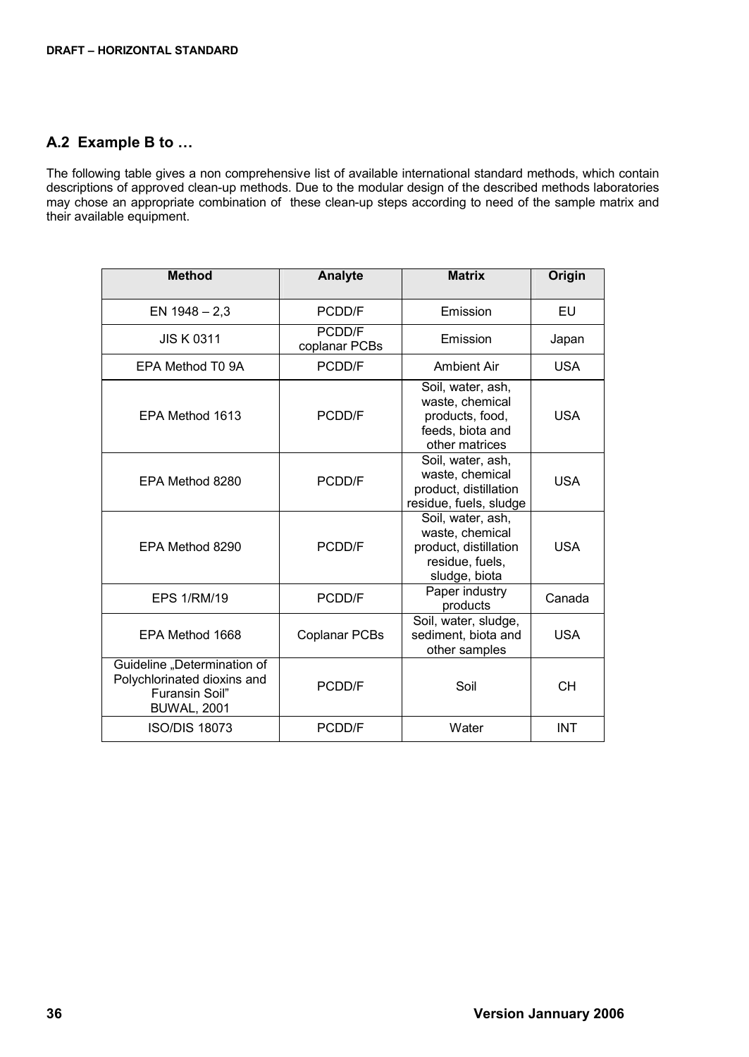## A.2 Example B to …

The following table gives a non comprehensive list of available international standard methods, which contain descriptions of approved clean-up methods. Due to the modular design of the described methods laboratories may chose an appropriate combination of these clean-up steps according to need of the sample matrix and their available equipment.

| Method | Analyte | Matrix | Origin |
|---|---|---|---|
| EN 1948 – 2,3 | PCDD/F | Emission | EU |
| JIS K 0311 | PCDD/F coplanar PCBs | Emission | Japan |
| EPA Method T0 9A | PCDD/F | Ambient Air | USA |
| EPA Method 1613 | PCDD/F | Soil, water, ash, waste, chemical products, food, feeds, biota and other matrices | USA |
| EPA Method 8280 | PCDD/F | Soil, water, ash, waste, chemical product, distillation residue, fuels, sludge | USA |
| EPA Method 8290 | PCDD/F | Soil, water, ash, waste, chemical product, distillation residue, fuels, sludge, biota | USA |
| EPS 1/RM/19 | PCDD/F | Paper industry products | Canada |
| EPA Method 1668 | Coplanar PCBs | Soil, water, sludge, sediment, biota and other samples | USA |
| Guideline „Determination of Polychlorinated dioxins and Furansin Soil" BUWAL, 2001 | PCDD/F | Soil | CH |
| ISO/DIS 18073 | PCDD/F | Water | INT |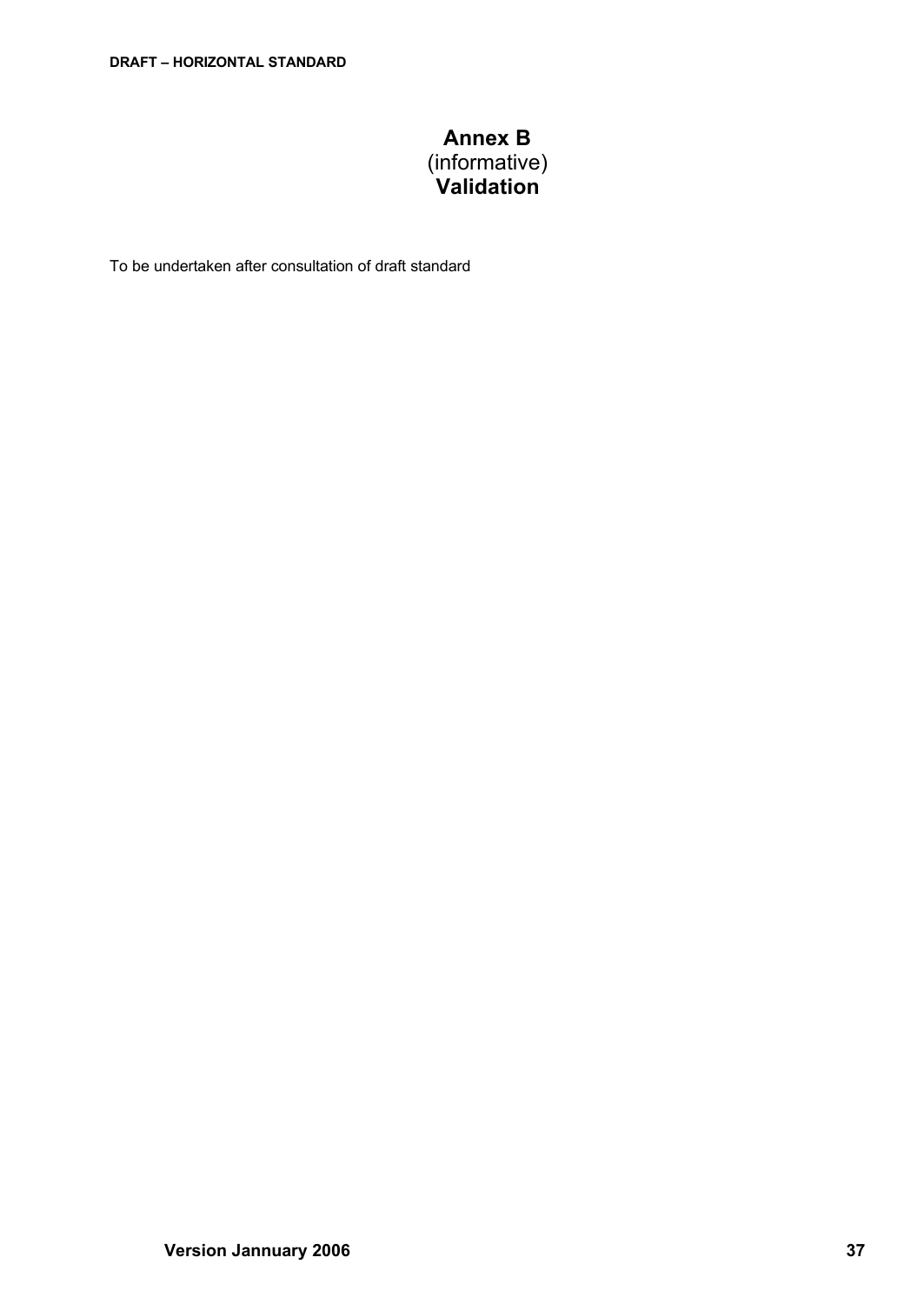# Annex B
(informative)
**Validation**

To be undertaken after consultation of draft standard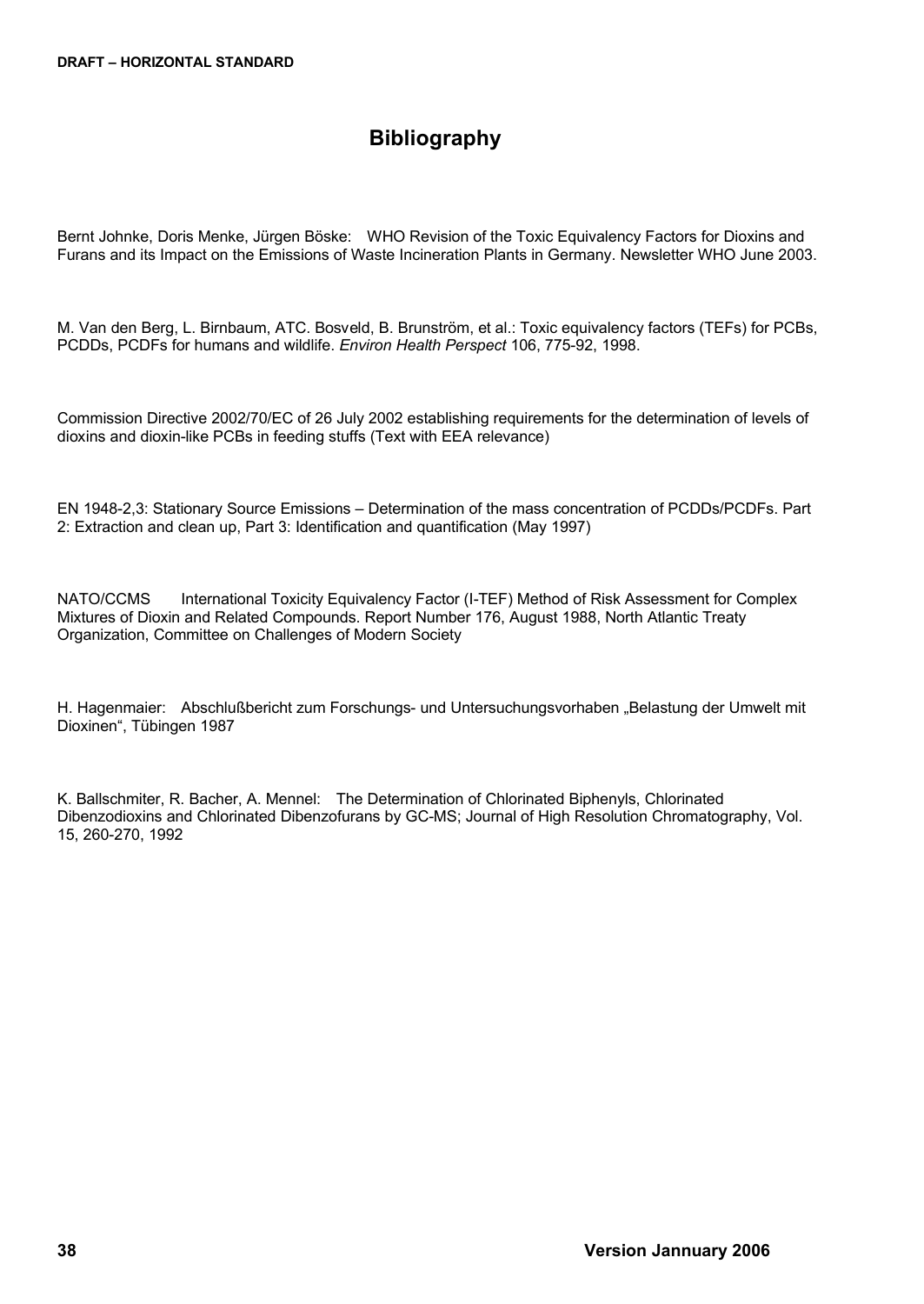# Bibliography

Bernt Johnke, Doris Menke, Jürgen Böske: WHO Revision of the Toxic Equivalency Factors for Dioxins and Furans and its Impact on the Emissions of Waste Incineration Plants in Germany. Newsletter WHO June 2003.

M. Van den Berg, L. Birnbaum, ATC. Bosveld, B. Brunström, et al.: Toxic equivalency factors (TEFs) for PCBs, PCDDs, PCDFs for humans and wildlife. *Environ Health Perspect* 106, 775-92, 1998.

Commission Directive 2002/70/EC of 26 July 2002 establishing requirements for the determination of levels of dioxins and dioxin-like PCBs in feeding stuffs (Text with EEA relevance)

EN 1948-2,3: Stationary Source Emissions – Determination of the mass concentration of PCDDs/PCDFs. Part 2: Extraction and clean up, Part 3: Identification and quantification (May 1997)

NATO/CCMS International Toxicity Equivalency Factor (I-TEF) Method of Risk Assessment for Complex Mixtures of Dioxin and Related Compounds. Report Number 176, August 1988, North Atlantic Treaty Organization, Committee on Challenges of Modern Society

H. Hagenmaier: Abschlußbericht zum Forschungs- und Untersuchungsvorhaben „Belastung der Umwelt mit Dioxinen“, Tübingen 1987

K. Ballschmiter, R. Bacher, A. Mennel: The Determination of Chlorinated Biphenyls, Chlorinated Dibenzodioxins and Chlorinated Dibenzofurans by GC-MS; Journal of High Resolution Chromatography, Vol. 15, 260-270, 1992